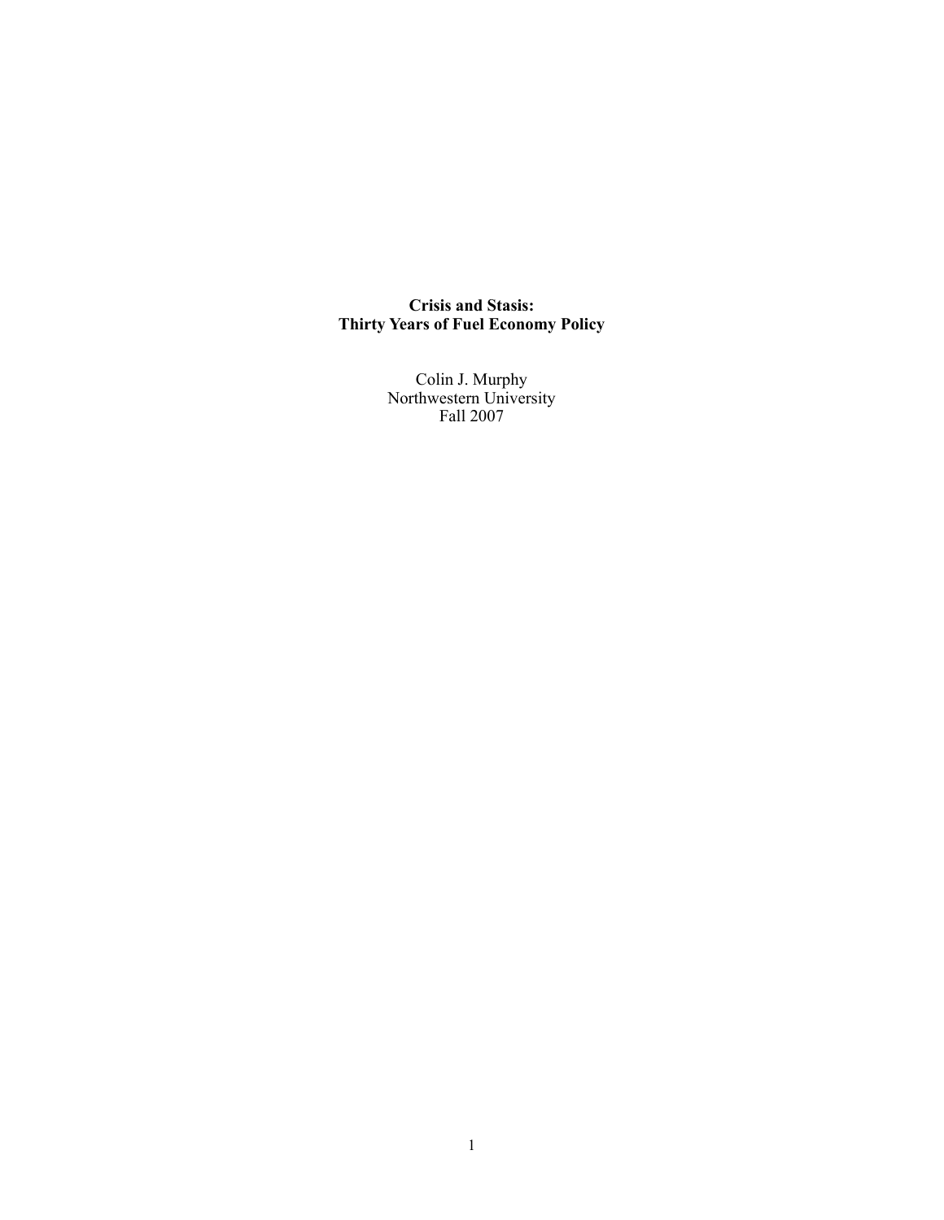# Crisis and Stasis:
# Thirty Years of Fuel Economy Policy

Colin J. Murphy
Northwestern University
Fall 2007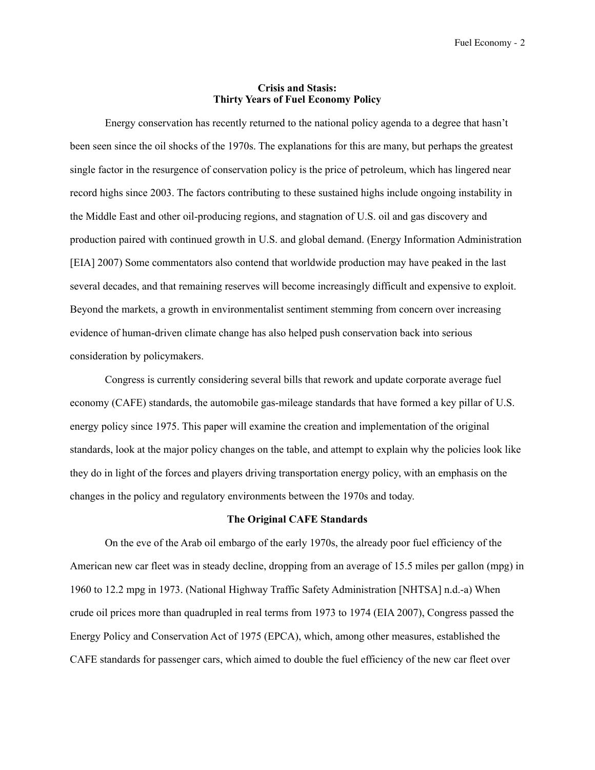## Crisis and Stasis: Thirty Years of Fuel Economy Policy

Energy conservation has recently returned to the national policy agenda to a degree that hasn't been seen since the oil shocks of the 1970s. The explanations for this are many, but perhaps the greatest single factor in the resurgence of conservation policy is the price of petroleum, which has lingered near record highs since 2003. The factors contributing to these sustained highs include ongoing instability in the Middle East and other oil-producing regions, and stagnation of U.S. oil and gas discovery and production paired with continued growth in U.S. and global demand. (Energy Information Administration [EIA] 2007) Some commentators also contend that worldwide production may have peaked in the last several decades, and that remaining reserves will become increasingly difficult and expensive to exploit. Beyond the markets, a growth in environmentalist sentiment stemming from concern over increasing evidence of human-driven climate change has also helped push conservation back into serious consideration by policymakers.

Congress is currently considering several bills that rework and update corporate average fuel economy (CAFE) standards, the automobile gas-mileage standards that have formed a key pillar of U.S. energy policy since 1975. This paper will examine the creation and implementation of the original standards, look at the major policy changes on the table, and attempt to explain why the policies look like they do in light of the forces and players driving transportation energy policy, with an emphasis on the changes in the policy and regulatory environments between the 1970s and today.

### The Original CAFE Standards

On the eve of the Arab oil embargo of the early 1970s, the already poor fuel efficiency of the American new car fleet was in steady decline, dropping from an average of 15.5 miles per gallon (mpg) in 1960 to 12.2 mpg in 1973. (National Highway Traffic Safety Administration [NHTSA] n.d.-a) When crude oil prices more than quadrupled in real terms from 1973 to 1974 (EIA 2007), Congress passed the Energy Policy and Conservation Act of 1975 (EPCA), which, among other measures, established the CAFE standards for passenger cars, which aimed to double the fuel efficiency of the new car fleet over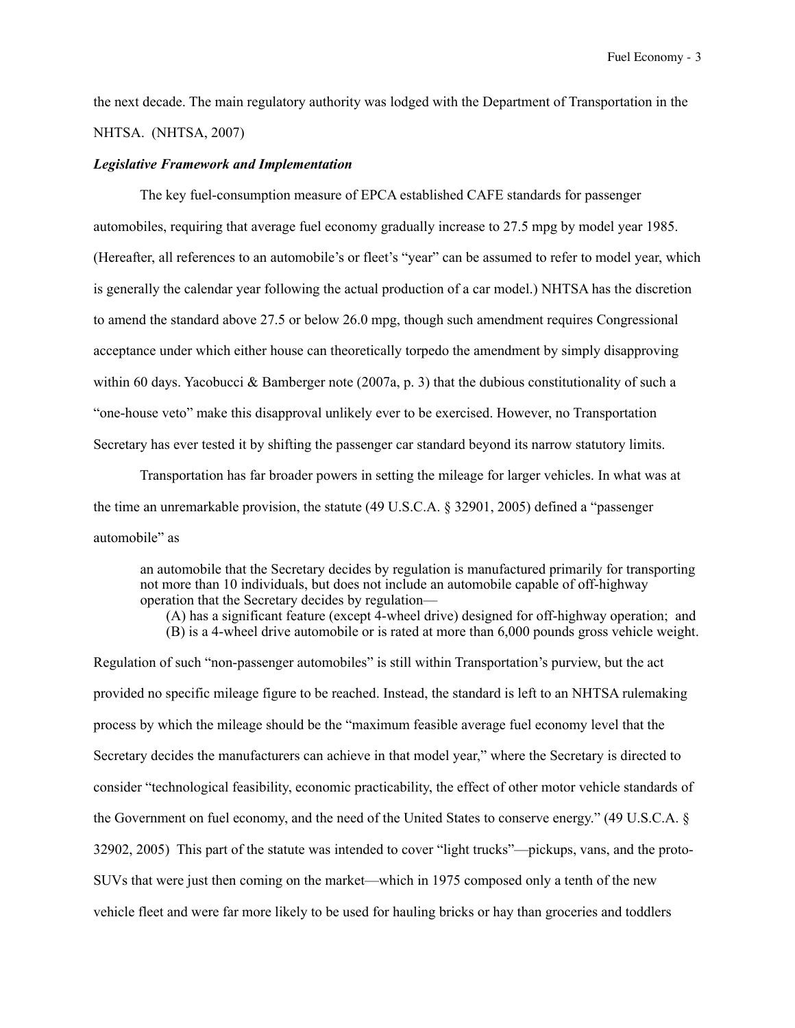the next decade. The main regulatory authority was lodged with the Department of Transportation in the NHTSA. (NHTSA, 2007)

### *Legislative Framework and Implementation*

The key fuel-consumption measure of EPCA established CAFE standards for passenger automobiles, requiring that average fuel economy gradually increase to 27.5 mpg by model year 1985. (Hereafter, all references to an automobile's or fleet's "year" can be assumed to refer to model year, which is generally the calendar year following the actual production of a car model.) NHTSA has the discretion to amend the standard above 27.5 or below 26.0 mpg, though such amendment requires Congressional acceptance under which either house can theoretically torpedo the amendment by simply disapproving within 60 days. Yacobucci & Bamberger note (2007a, p. 3) that the dubious constitutionality of such a "one-house veto" make this disapproval unlikely ever to be exercised. However, no Transportation Secretary has ever tested it by shifting the passenger car standard beyond its narrow statutory limits.

Transportation has far broader powers in setting the mileage for larger vehicles. In what was at the time an unremarkable provision, the statute (49 U.S.C.A. § 32901, 2005) defined a "passenger automobile" as

> an automobile that the Secretary decides by regulation is manufactured primarily for transporting not more than 10 individuals, but does not include an automobile capable of off-highway operation that the Secretary decides by regulation—
> (A) has a significant feature (except 4-wheel drive) designed for off-highway operation; and
> (B) is a 4-wheel drive automobile or is rated at more than 6,000 pounds gross vehicle weight.

Regulation of such "non-passenger automobiles" is still within Transportation's purview, but the act provided no specific mileage figure to be reached. Instead, the standard is left to an NHTSA rulemaking process by which the mileage should be the "maximum feasible average fuel economy level that the Secretary decides the manufacturers can achieve in that model year," where the Secretary is directed to consider "technological feasibility, economic practicability, the effect of other motor vehicle standards of the Government on fuel economy, and the need of the United States to conserve energy." (49 U.S.C.A. § 32902, 2005) This part of the statute was intended to cover "light trucks"—pickups, vans, and the proto-SUVs that were just then coming on the market—which in 1975 composed only a tenth of the new vehicle fleet and were far more likely to be used for hauling bricks or hay than groceries and toddlers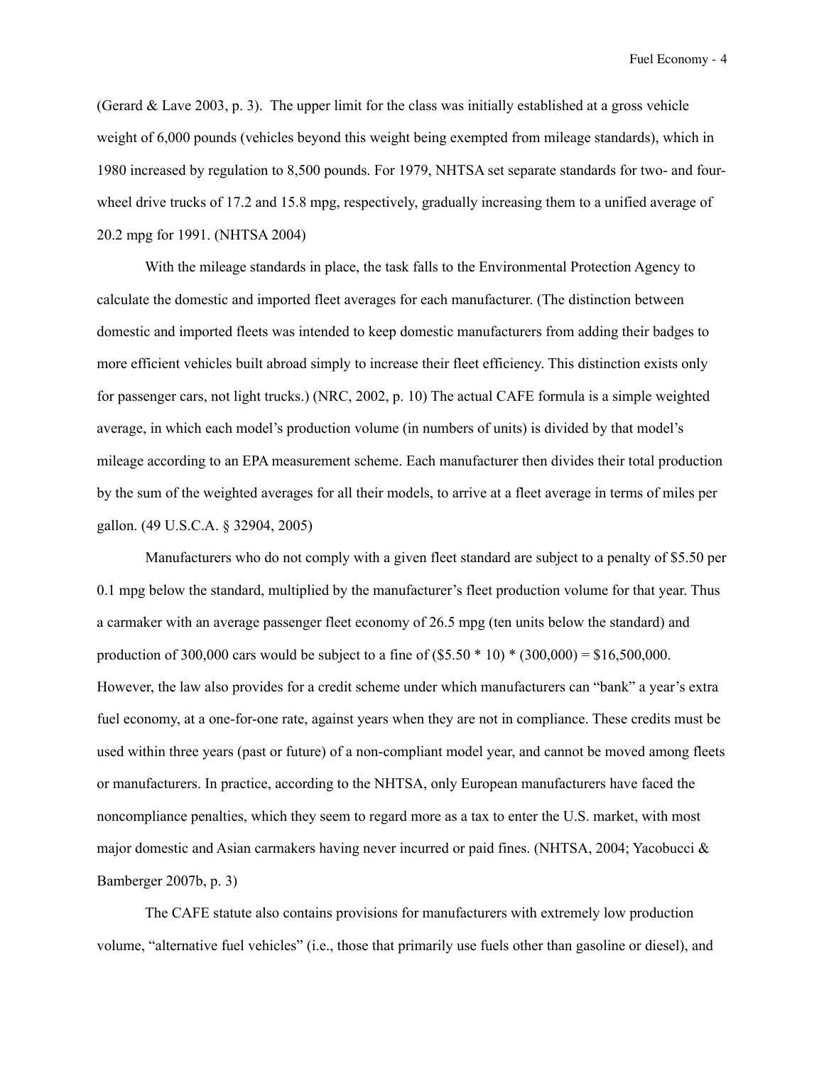(Gerard & Lave 2003, p. 3). The upper limit for the class was initially established at a gross vehicle weight of 6,000 pounds (vehicles beyond this weight being exempted from mileage standards), which in 1980 increased by regulation to 8,500 pounds. For 1979, NHTSA set separate standards for two- and four-wheel drive trucks of 17.2 and 15.8 mpg, respectively, gradually increasing them to a unified average of 20.2 mpg for 1991. (NHTSA 2004)

With the mileage standards in place, the task falls to the Environmental Protection Agency to calculate the domestic and imported fleet averages for each manufacturer. (The distinction between domestic and imported fleets was intended to keep domestic manufacturers from adding their badges to more efficient vehicles built abroad simply to increase their fleet efficiency. This distinction exists only for passenger cars, not light trucks.) (NRC, 2002, p. 10) The actual CAFE formula is a simple weighted average, in which each model's production volume (in numbers of units) is divided by that model's mileage according to an EPA measurement scheme. Each manufacturer then divides their total production by the sum of the weighted averages for all their models, to arrive at a fleet average in terms of miles per gallon. (49 U.S.C.A. § 32904, 2005)

Manufacturers who do not comply with a given fleet standard are subject to a penalty of $5.50 per 0.1 mpg below the standard, multiplied by the manufacturer's fleet production volume for that year. Thus a carmaker with an average passenger fleet economy of 26.5 mpg (ten units below the standard) and production of 300,000 cars would be subject to a fine of ($5.50 * 10) * (300,000) = $16,500,000. However, the law also provides for a credit scheme under which manufacturers can "bank" a year's extra fuel economy, at a one-for-one rate, against years when they are not in compliance. These credits must be used within three years (past or future) of a non-compliant model year, and cannot be moved among fleets or manufacturers. In practice, according to the NHTSA, only European manufacturers have faced the noncompliance penalties, which they seem to regard more as a tax to enter the U.S. market, with most major domestic and Asian carmakers having never incurred or paid fines. (NHTSA, 2004; Yacobucci & Bamberger 2007b, p. 3)

The CAFE statute also contains provisions for manufacturers with extremely low production volume, "alternative fuel vehicles" (i.e., those that primarily use fuels other than gasoline or diesel), and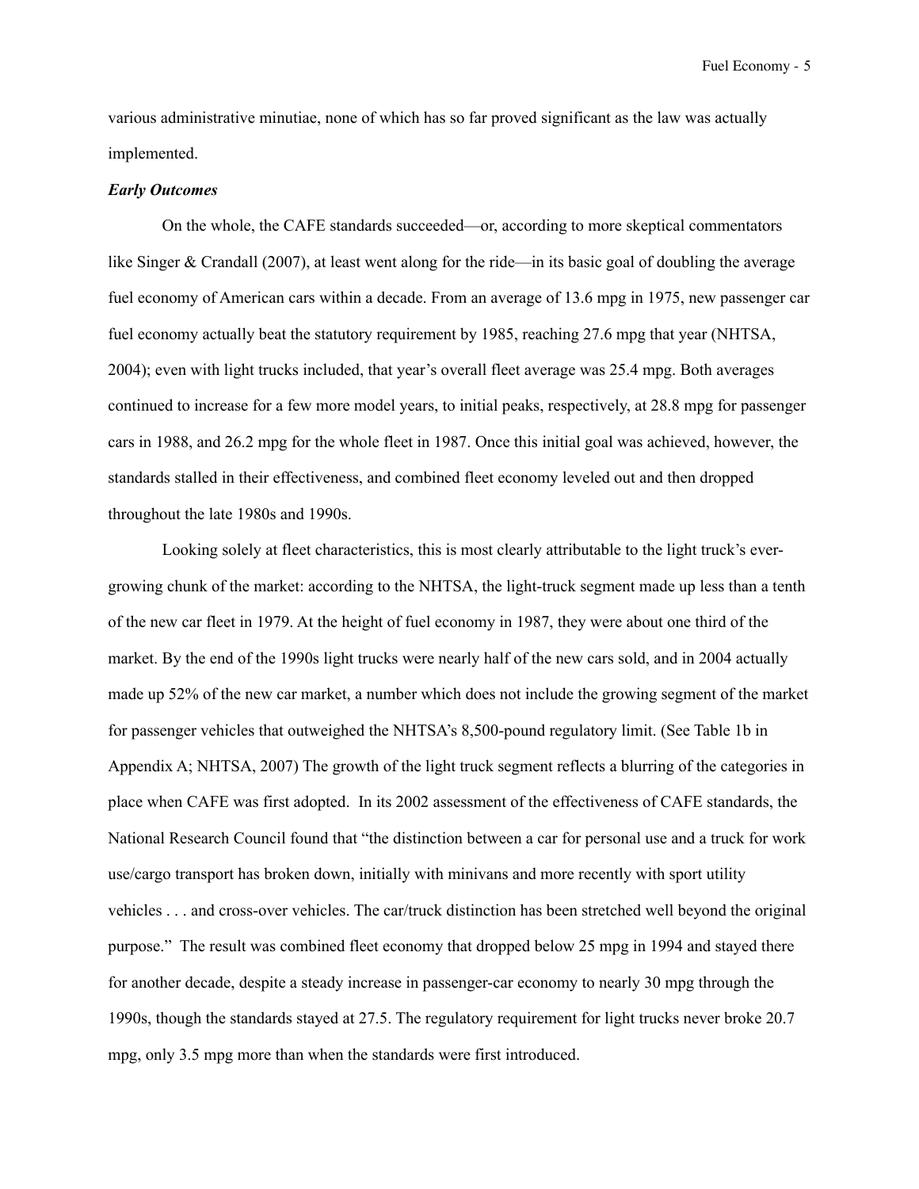various administrative minutiae, none of which has so far proved significant as the law was actually implemented.

***Early Outcomes***

On the whole, the CAFE standards succeeded—or, according to more skeptical commentators like Singer & Crandall (2007), at least went along for the ride—in its basic goal of doubling the average fuel economy of American cars within a decade. From an average of 13.6 mpg in 1975, new passenger car fuel economy actually beat the statutory requirement by 1985, reaching 27.6 mpg that year (NHTSA, 2004); even with light trucks included, that year's overall fleet average was 25.4 mpg. Both averages continued to increase for a few more model years, to initial peaks, respectively, at 28.8 mpg for passenger cars in 1988, and 26.2 mpg for the whole fleet in 1987. Once this initial goal was achieved, however, the standards stalled in their effectiveness, and combined fleet economy leveled out and then dropped throughout the late 1980s and 1990s.

Looking solely at fleet characteristics, this is most clearly attributable to the light truck's ever-growing chunk of the market: according to the NHTSA, the light-truck segment made up less than a tenth of the new car fleet in 1979. At the height of fuel economy in 1987, they were about one third of the market. By the end of the 1990s light trucks were nearly half of the new cars sold, and in 2004 actually made up 52% of the new car market, a number which does not include the growing segment of the market for passenger vehicles that outweighed the NHTSA's 8,500-pound regulatory limit. (See Table 1b in Appendix A; NHTSA, 2007) The growth of the light truck segment reflects a blurring of the categories in place when CAFE was first adopted. In its 2002 assessment of the effectiveness of CAFE standards, the National Research Council found that "the distinction between a car for personal use and a truck for work use/cargo transport has broken down, initially with minivans and more recently with sport utility vehicles . . . and cross-over vehicles. The car/truck distinction has been stretched well beyond the original purpose." The result was combined fleet economy that dropped below 25 mpg in 1994 and stayed there for another decade, despite a steady increase in passenger-car economy to nearly 30 mpg through the 1990s, though the standards stayed at 27.5. The regulatory requirement for light trucks never broke 20.7 mpg, only 3.5 mpg more than when the standards were first introduced.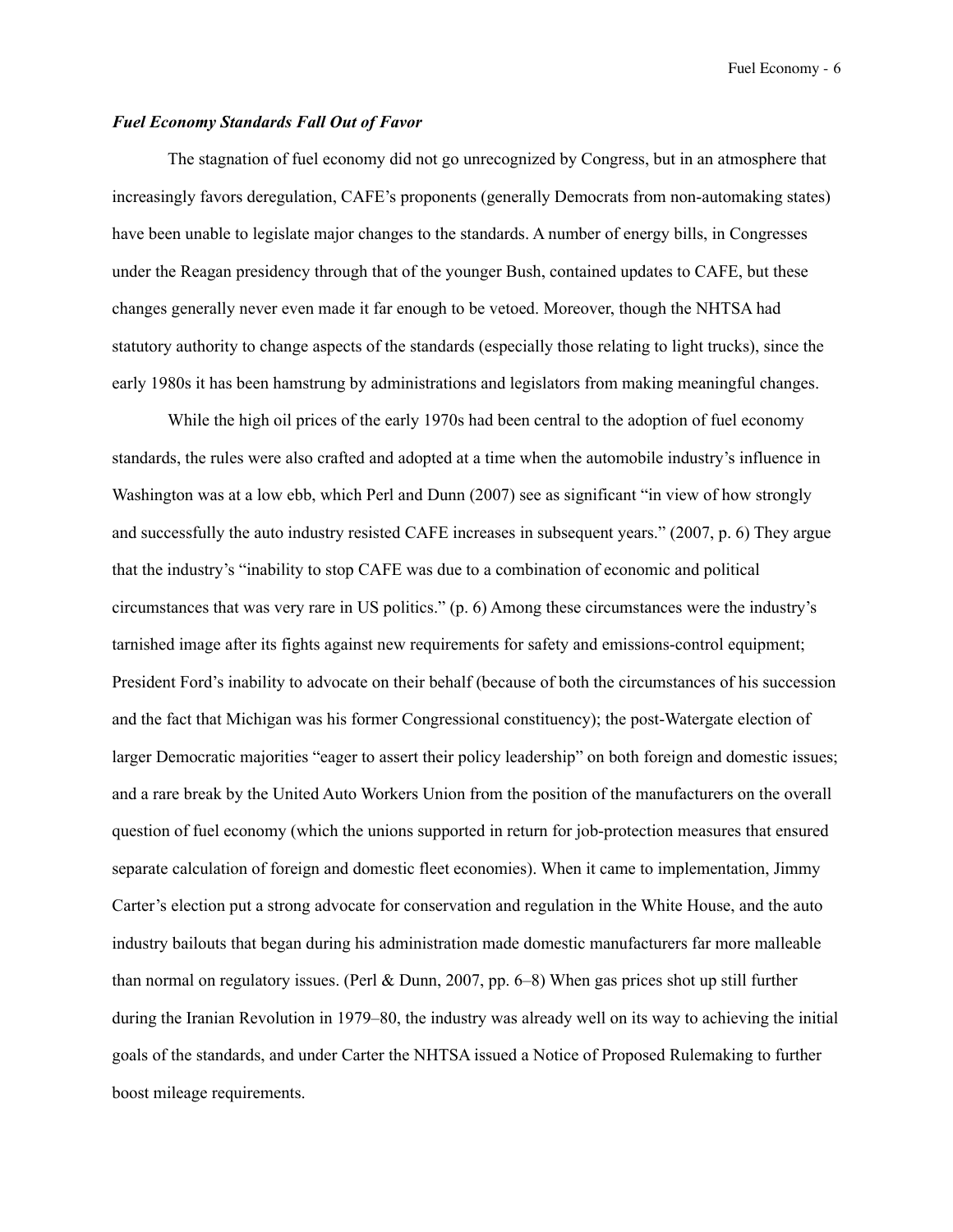### *Fuel Economy Standards Fall Out of Favor*

The stagnation of fuel economy did not go unrecognized by Congress, but in an atmosphere that increasingly favors deregulation, CAFE's proponents (generally Democrats from non-automaking states) have been unable to legislate major changes to the standards. A number of energy bills, in Congresses under the Reagan presidency through that of the younger Bush, contained updates to CAFE, but these changes generally never even made it far enough to be vetoed. Moreover, though the NHTSA had statutory authority to change aspects of the standards (especially those relating to light trucks), since the early 1980s it has been hamstrung by administrations and legislators from making meaningful changes.

While the high oil prices of the early 1970s had been central to the adoption of fuel economy standards, the rules were also crafted and adopted at a time when the automobile industry's influence in Washington was at a low ebb, which Perl and Dunn (2007) see as significant "in view of how strongly and successfully the auto industry resisted CAFE increases in subsequent years." (2007, p. 6) They argue that the industry's "inability to stop CAFE was due to a combination of economic and political circumstances that was very rare in US politics." (p. 6) Among these circumstances were the industry's tarnished image after its fights against new requirements for safety and emissions-control equipment; President Ford's inability to advocate on their behalf (because of both the circumstances of his succession and the fact that Michigan was his former Congressional constituency); the post-Watergate election of larger Democratic majorities "eager to assert their policy leadership" on both foreign and domestic issues; and a rare break by the United Auto Workers Union from the position of the manufacturers on the overall question of fuel economy (which the unions supported in return for job-protection measures that ensured separate calculation of foreign and domestic fleet economies). When it came to implementation, Jimmy Carter's election put a strong advocate for conservation and regulation in the White House, and the auto industry bailouts that began during his administration made domestic manufacturers far more malleable than normal on regulatory issues. (Perl & Dunn, 2007, pp. 6–8) When gas prices shot up still further during the Iranian Revolution in 1979–80, the industry was already well on its way to achieving the initial goals of the standards, and under Carter the NHTSA issued a Notice of Proposed Rulemaking to further boost mileage requirements.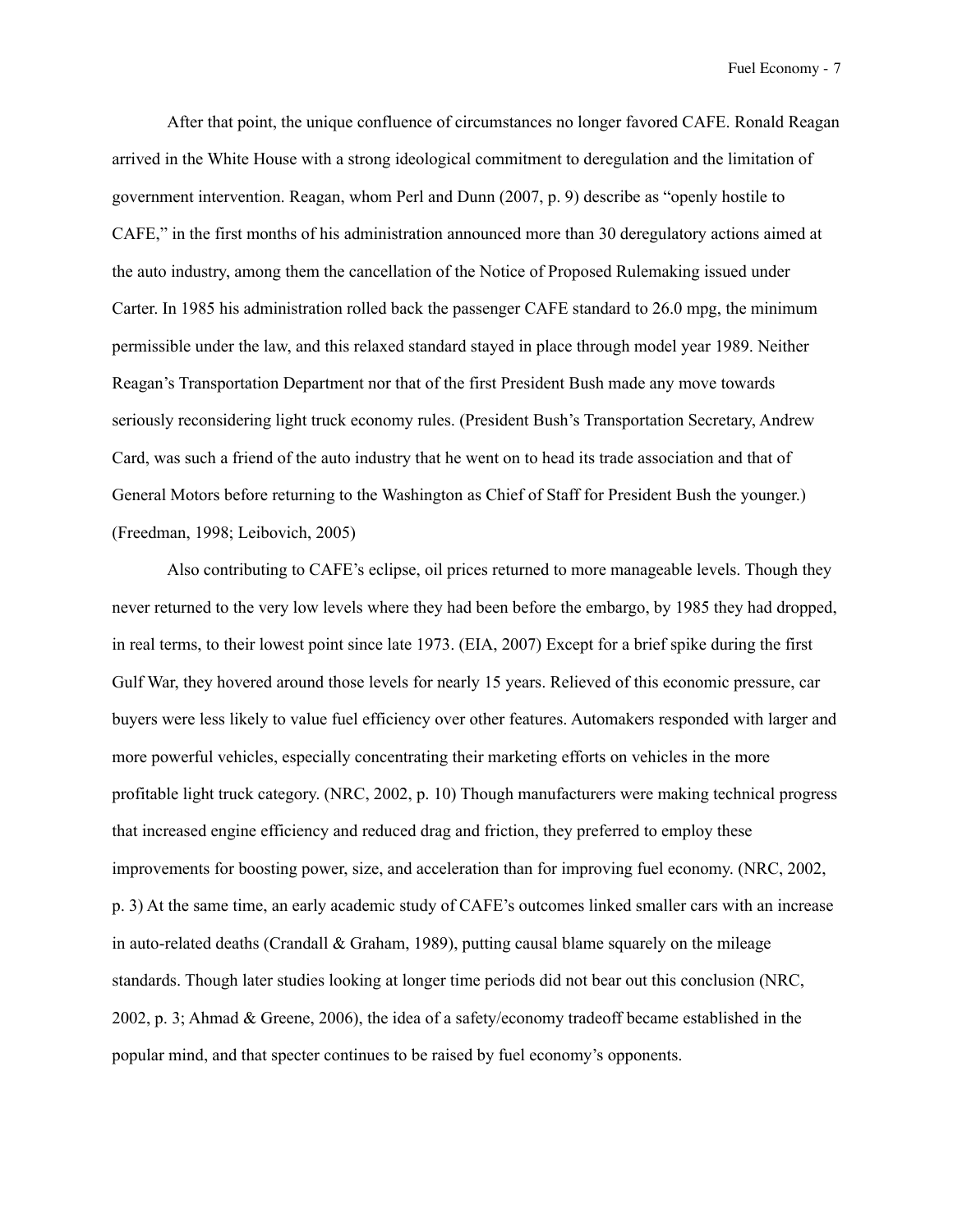After that point, the unique confluence of circumstances no longer favored CAFE. Ronald Reagan arrived in the White House with a strong ideological commitment to deregulation and the limitation of government intervention. Reagan, whom Perl and Dunn (2007, p. 9) describe as "openly hostile to CAFE," in the first months of his administration announced more than 30 deregulatory actions aimed at the auto industry, among them the cancellation of the Notice of Proposed Rulemaking issued under Carter. In 1985 his administration rolled back the passenger CAFE standard to 26.0 mpg, the minimum permissible under the law, and this relaxed standard stayed in place through model year 1989. Neither Reagan's Transportation Department nor that of the first President Bush made any move towards seriously reconsidering light truck economy rules. (President Bush's Transportation Secretary, Andrew Card, was such a friend of the auto industry that he went on to head its trade association and that of General Motors before returning to the Washington as Chief of Staff for President Bush the younger.) (Freedman, 1998; Leibovich, 2005)

Also contributing to CAFE's eclipse, oil prices returned to more manageable levels. Though they never returned to the very low levels where they had been before the embargo, by 1985 they had dropped, in real terms, to their lowest point since late 1973. (EIA, 2007) Except for a brief spike during the first Gulf War, they hovered around those levels for nearly 15 years. Relieved of this economic pressure, car buyers were less likely to value fuel efficiency over other features. Automakers responded with larger and more powerful vehicles, especially concentrating their marketing efforts on vehicles in the more profitable light truck category. (NRC, 2002, p. 10) Though manufacturers were making technical progress that increased engine efficiency and reduced drag and friction, they preferred to employ these improvements for boosting power, size, and acceleration than for improving fuel economy. (NRC, 2002, p. 3) At the same time, an early academic study of CAFE's outcomes linked smaller cars with an increase in auto-related deaths (Crandall & Graham, 1989), putting causal blame squarely on the mileage standards. Though later studies looking at longer time periods did not bear out this conclusion (NRC, 2002, p. 3; Ahmad & Greene, 2006), the idea of a safety/economy tradeoff became established in the popular mind, and that specter continues to be raised by fuel economy's opponents.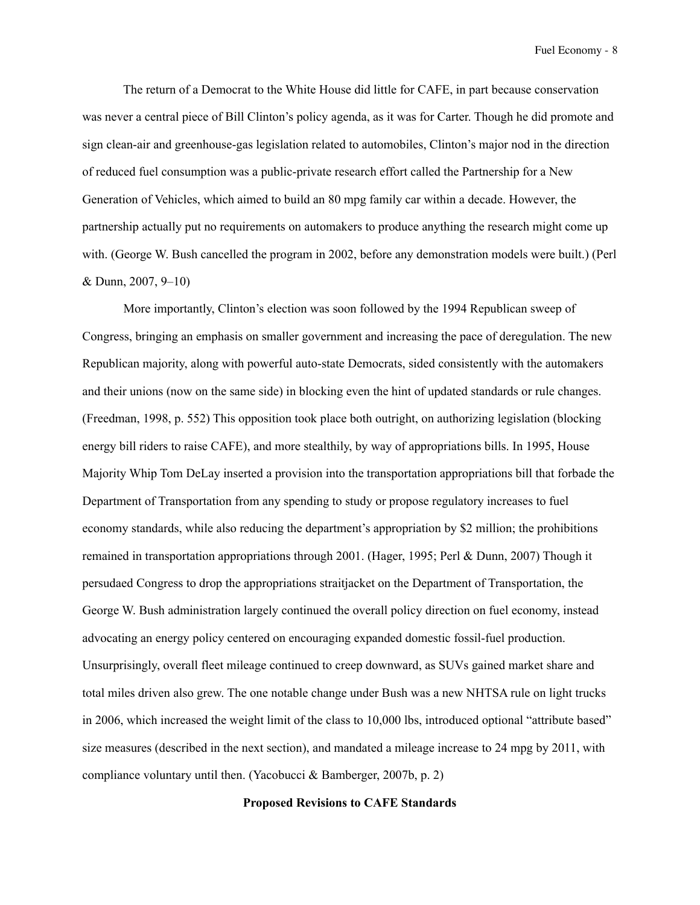The return of a Democrat to the White House did little for CAFE, in part because conservation was never a central piece of Bill Clinton's policy agenda, as it was for Carter. Though he did promote and sign clean-air and greenhouse-gas legislation related to automobiles, Clinton's major nod in the direction of reduced fuel consumption was a public-private research effort called the Partnership for a New Generation of Vehicles, which aimed to build an 80 mpg family car within a decade. However, the partnership actually put no requirements on automakers to produce anything the research might come up with. (George W. Bush cancelled the program in 2002, before any demonstration models were built.) (Perl & Dunn, 2007, 9–10)

More importantly, Clinton's election was soon followed by the 1994 Republican sweep of Congress, bringing an emphasis on smaller government and increasing the pace of deregulation. The new Republican majority, along with powerful auto-state Democrats, sided consistently with the automakers and their unions (now on the same side) in blocking even the hint of updated standards or rule changes. (Freedman, 1998, p. 552) This opposition took place both outright, on authorizing legislation (blocking energy bill riders to raise CAFE), and more stealthily, by way of appropriations bills. In 1995, House Majority Whip Tom DeLay inserted a provision into the transportation appropriations bill that forbade the Department of Transportation from any spending to study or propose regulatory increases to fuel economy standards, while also reducing the department's appropriation by $2 million; the prohibitions remained in transportation appropriations through 2001. (Hager, 1995; Perl & Dunn, 2007) Though it persudaed Congress to drop the appropriations straitjacket on the Department of Transportation, the George W. Bush administration largely continued the overall policy direction on fuel economy, instead advocating an energy policy centered on encouraging expanded domestic fossil-fuel production. Unsurprisingly, overall fleet mileage continued to creep downward, as SUVs gained market share and total miles driven also grew. The one notable change under Bush was a new NHTSA rule on light trucks in 2006, which increased the weight limit of the class to 10,000 lbs, introduced optional "attribute based" size measures (described in the next section), and mandated a mileage increase to 24 mpg by 2011, with compliance voluntary until then. (Yacobucci & Bamberger, 2007b, p. 2)

## Proposed Revisions to CAFE Standards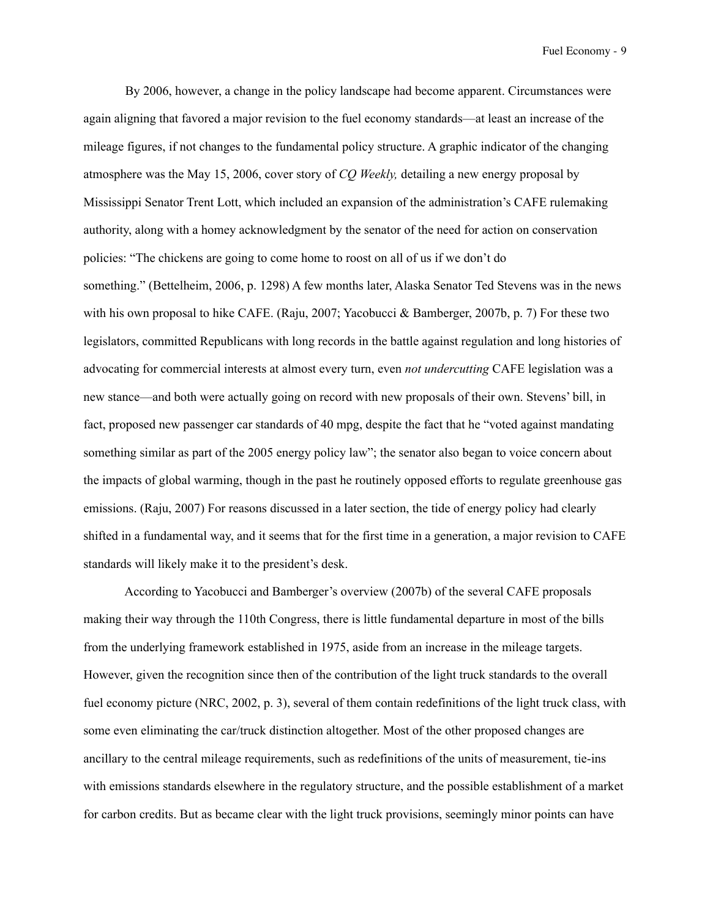By 2006, however, a change in the policy landscape had become apparent. Circumstances were again aligning that favored a major revision to the fuel economy standards—at least an increase of the mileage figures, if not changes to the fundamental policy structure. A graphic indicator of the changing atmosphere was the May 15, 2006, cover story of *CQ Weekly,* detailing a new energy proposal by Mississippi Senator Trent Lott, which included an expansion of the administration's CAFE rulemaking authority, along with a homey acknowledgment by the senator of the need for action on conservation policies: "The chickens are going to come home to roost on all of us if we don't do something." (Bettelheim, 2006, p. 1298) A few months later, Alaska Senator Ted Stevens was in the news with his own proposal to hike CAFE. (Raju, 2007; Yacobucci & Bamberger, 2007b, p. 7) For these two legislators, committed Republicans with long records in the battle against regulation and long histories of advocating for commercial interests at almost every turn, even *not undercutting* CAFE legislation was a new stance—and both were actually going on record with new proposals of their own. Stevens' bill, in fact, proposed new passenger car standards of 40 mpg, despite the fact that he "voted against mandating something similar as part of the 2005 energy policy law"; the senator also began to voice concern about the impacts of global warming, though in the past he routinely opposed efforts to regulate greenhouse gas emissions. (Raju, 2007) For reasons discussed in a later section, the tide of energy policy had clearly shifted in a fundamental way, and it seems that for the first time in a generation, a major revision to CAFE standards will likely make it to the president's desk.

According to Yacobucci and Bamberger's overview (2007b) of the several CAFE proposals making their way through the 110th Congress, there is little fundamental departure in most of the bills from the underlying framework established in 1975, aside from an increase in the mileage targets. However, given the recognition since then of the contribution of the light truck standards to the overall fuel economy picture (NRC, 2002, p. 3), several of them contain redefinitions of the light truck class, with some even eliminating the car/truck distinction altogether. Most of the other proposed changes are ancillary to the central mileage requirements, such as redefinitions of the units of measurement, tie-ins with emissions standards elsewhere in the regulatory structure, and the possible establishment of a market for carbon credits. But as became clear with the light truck provisions, seemingly minor points can have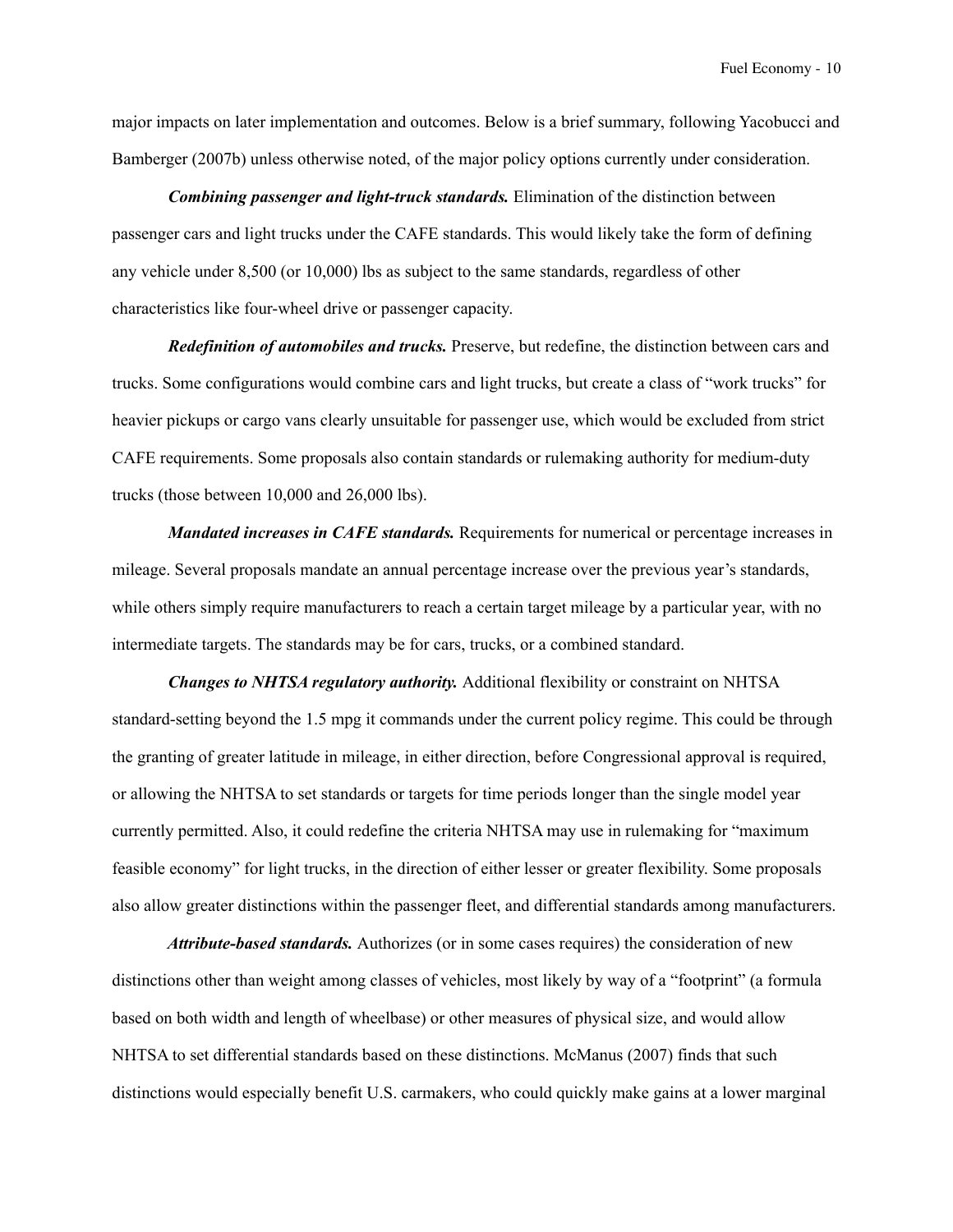major impacts on later implementation and outcomes. Below is a brief summary, following Yacobucci and Bamberger (2007b) unless otherwise noted, of the major policy options currently under consideration.

***Combining passenger and light-truck standards.*** Elimination of the distinction between passenger cars and light trucks under the CAFE standards. This would likely take the form of defining any vehicle under 8,500 (or 10,000) lbs as subject to the same standards, regardless of other characteristics like four-wheel drive or passenger capacity.

***Redefinition of automobiles and trucks.*** Preserve, but redefine, the distinction between cars and trucks. Some configurations would combine cars and light trucks, but create a class of "work trucks" for heavier pickups or cargo vans clearly unsuitable for passenger use, which would be excluded from strict CAFE requirements. Some proposals also contain standards or rulemaking authority for medium-duty trucks (those between 10,000 and 26,000 lbs).

***Mandated increases in CAFE standards.*** Requirements for numerical or percentage increases in mileage. Several proposals mandate an annual percentage increase over the previous year's standards, while others simply require manufacturers to reach a certain target mileage by a particular year, with no intermediate targets. The standards may be for cars, trucks, or a combined standard.

***Changes to NHTSA regulatory authority.*** Additional flexibility or constraint on NHTSA standard-setting beyond the 1.5 mpg it commands under the current policy regime. This could be through the granting of greater latitude in mileage, in either direction, before Congressional approval is required, or allowing the NHTSA to set standards or targets for time periods longer than the single model year currently permitted. Also, it could redefine the criteria NHTSA may use in rulemaking for "maximum feasible economy" for light trucks, in the direction of either lesser or greater flexibility. Some proposals also allow greater distinctions within the passenger fleet, and differential standards among manufacturers.

***Attribute-based standards.*** Authorizes (or in some cases requires) the consideration of new distinctions other than weight among classes of vehicles, most likely by way of a "footprint" (a formula based on both width and length of wheelbase) or other measures of physical size, and would allow NHTSA to set differential standards based on these distinctions. McManus (2007) finds that such distinctions would especially benefit U.S. carmakers, who could quickly make gains at a lower marginal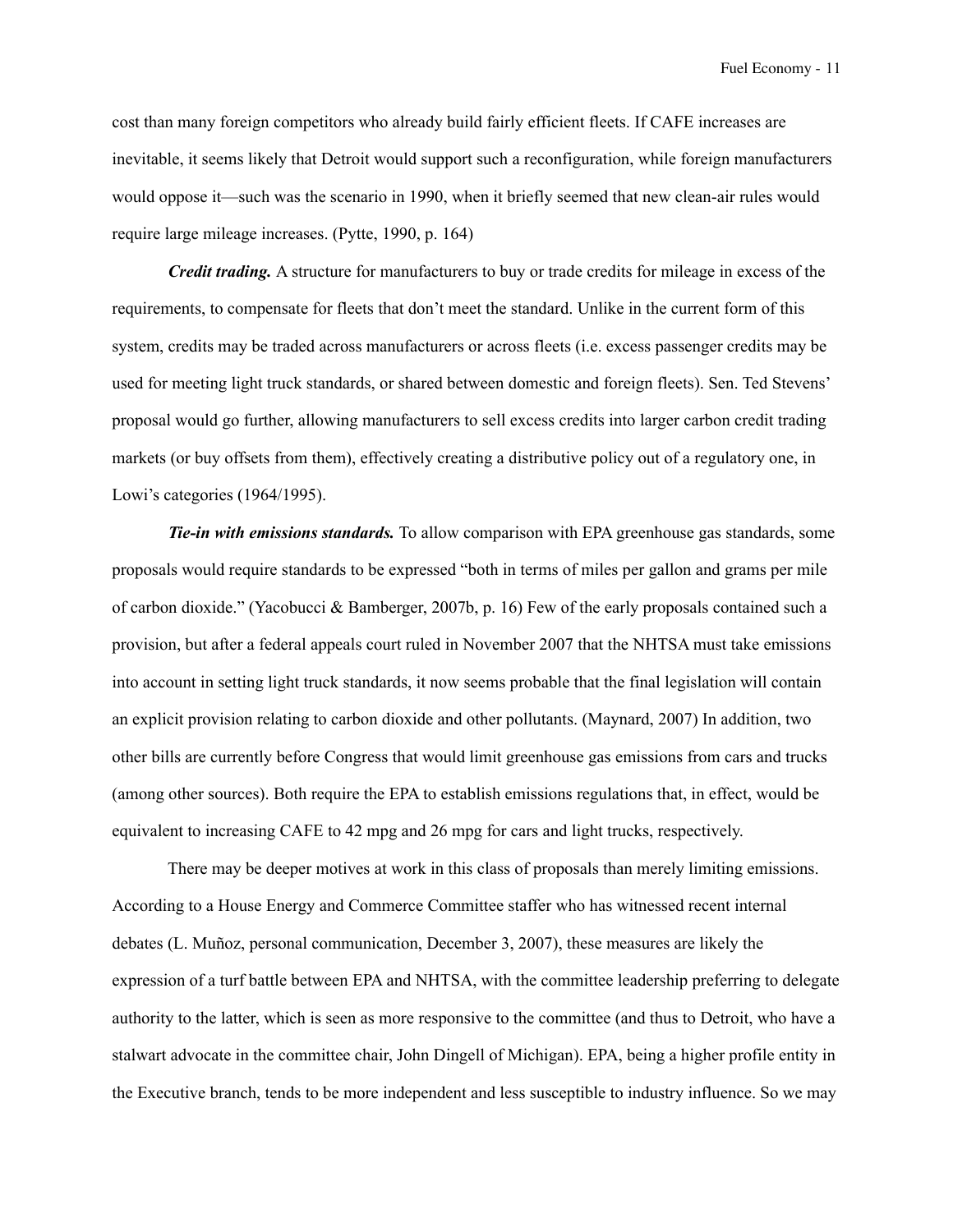cost than many foreign competitors who already build fairly efficient fleets. If CAFE increases are inevitable, it seems likely that Detroit would support such a reconfiguration, while foreign manufacturers would oppose it—such was the scenario in 1990, when it briefly seemed that new clean-air rules would require large mileage increases. (Pytte, 1990, p. 164)

***Credit trading.*** A structure for manufacturers to buy or trade credits for mileage in excess of the requirements, to compensate for fleets that don't meet the standard. Unlike in the current form of this system, credits may be traded across manufacturers or across fleets (i.e. excess passenger credits may be used for meeting light truck standards, or shared between domestic and foreign fleets). Sen. Ted Stevens' proposal would go further, allowing manufacturers to sell excess credits into larger carbon credit trading markets (or buy offsets from them), effectively creating a distributive policy out of a regulatory one, in Lowi's categories (1964/1995).

***Tie-in with emissions standards.*** To allow comparison with EPA greenhouse gas standards, some proposals would require standards to be expressed "both in terms of miles per gallon and grams per mile of carbon dioxide." (Yacobucci & Bamberger, 2007b, p. 16) Few of the early proposals contained such a provision, but after a federal appeals court ruled in November 2007 that the NHTSA must take emissions into account in setting light truck standards, it now seems probable that the final legislation will contain an explicit provision relating to carbon dioxide and other pollutants. (Maynard, 2007) In addition, two other bills are currently before Congress that would limit greenhouse gas emissions from cars and trucks (among other sources). Both require the EPA to establish emissions regulations that, in effect, would be equivalent to increasing CAFE to 42 mpg and 26 mpg for cars and light trucks, respectively.

There may be deeper motives at work in this class of proposals than merely limiting emissions. According to a House Energy and Commerce Committee staffer who has witnessed recent internal debates (L. Muñoz, personal communication, December 3, 2007), these measures are likely the expression of a turf battle between EPA and NHTSA, with the committee leadership preferring to delegate authority to the latter, which is seen as more responsive to the committee (and thus to Detroit, who have a stalwart advocate in the committee chair, John Dingell of Michigan). EPA, being a higher profile entity in the Executive branch, tends to be more independent and less susceptible to industry influence. So we may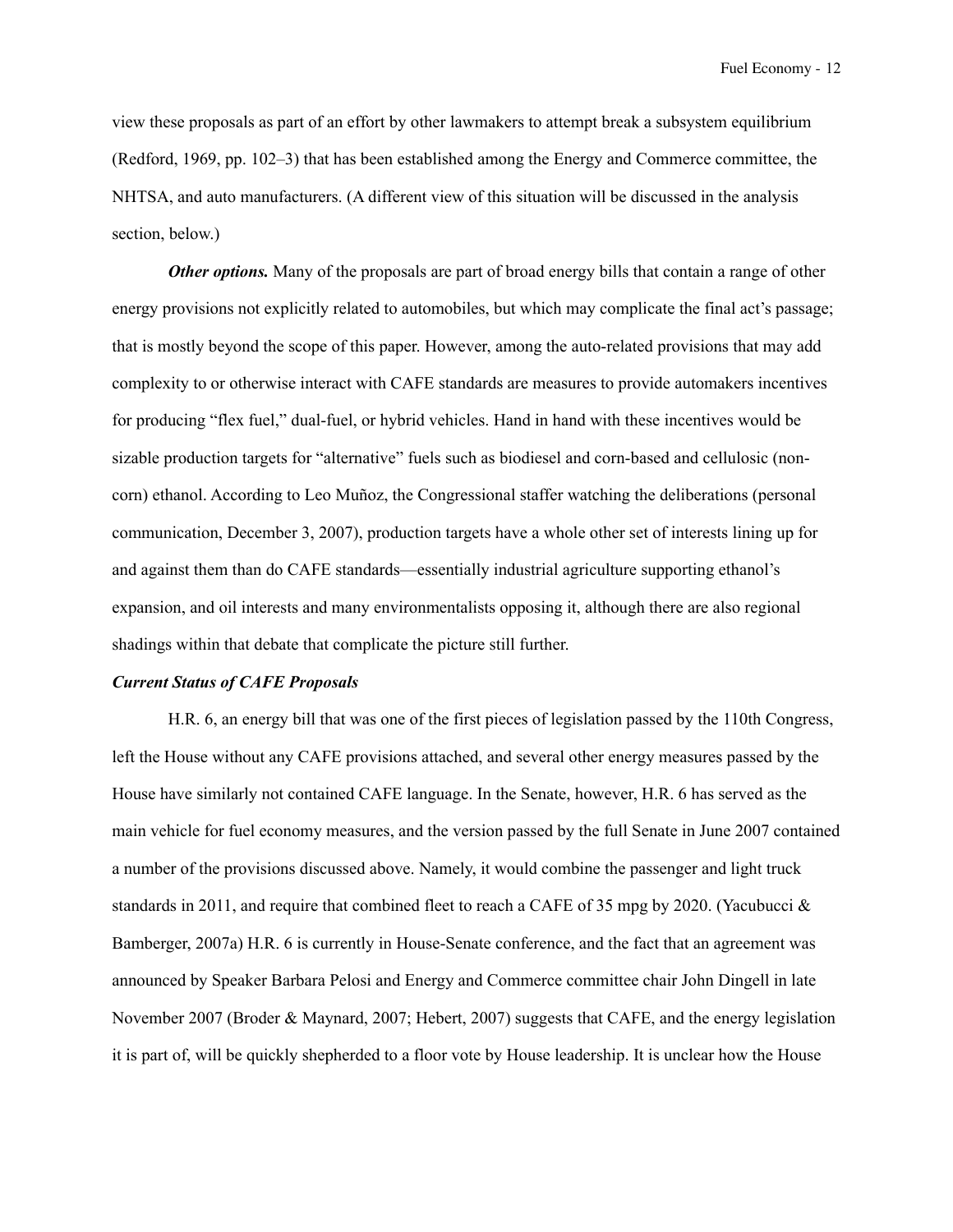view these proposals as part of an effort by other lawmakers to attempt break a subsystem equilibrium (Redford, 1969, pp. 102–3) that has been established among the Energy and Commerce committee, the NHTSA, and auto manufacturers. (A different view of this situation will be discussed in the analysis section, below.)

***Other options.*** Many of the proposals are part of broad energy bills that contain a range of other energy provisions not explicitly related to automobiles, but which may complicate the final act's passage; that is mostly beyond the scope of this paper. However, among the auto-related provisions that may add complexity to or otherwise interact with CAFE standards are measures to provide automakers incentives for producing "flex fuel," dual-fuel, or hybrid vehicles. Hand in hand with these incentives would be sizable production targets for "alternative" fuels such as biodiesel and corn-based and cellulosic (non-corn) ethanol. According to Leo Muñoz, the Congressional staffer watching the deliberations (personal communication, December 3, 2007), production targets have a whole other set of interests lining up for and against them than do CAFE standards—essentially industrial agriculture supporting ethanol's expansion, and oil interests and many environmentalists opposing it, although there are also regional shadings within that debate that complicate the picture still further.

### *Current Status of CAFE Proposals*

H.R. 6, an energy bill that was one of the first pieces of legislation passed by the 110th Congress, left the House without any CAFE provisions attached, and several other energy measures passed by the House have similarly not contained CAFE language. In the Senate, however, H.R. 6 has served as the main vehicle for fuel economy measures, and the version passed by the full Senate in June 2007 contained a number of the provisions discussed above. Namely, it would combine the passenger and light truck standards in 2011, and require that combined fleet to reach a CAFE of 35 mpg by 2020. (Yacubucci & Bamberger, 2007a) H.R. 6 is currently in House-Senate conference, and the fact that an agreement was announced by Speaker Barbara Pelosi and Energy and Commerce committee chair John Dingell in late November 2007 (Broder & Maynard, 2007; Hebert, 2007) suggests that CAFE, and the energy legislation it is part of, will be quickly shepherded to a floor vote by House leadership. It is unclear how the House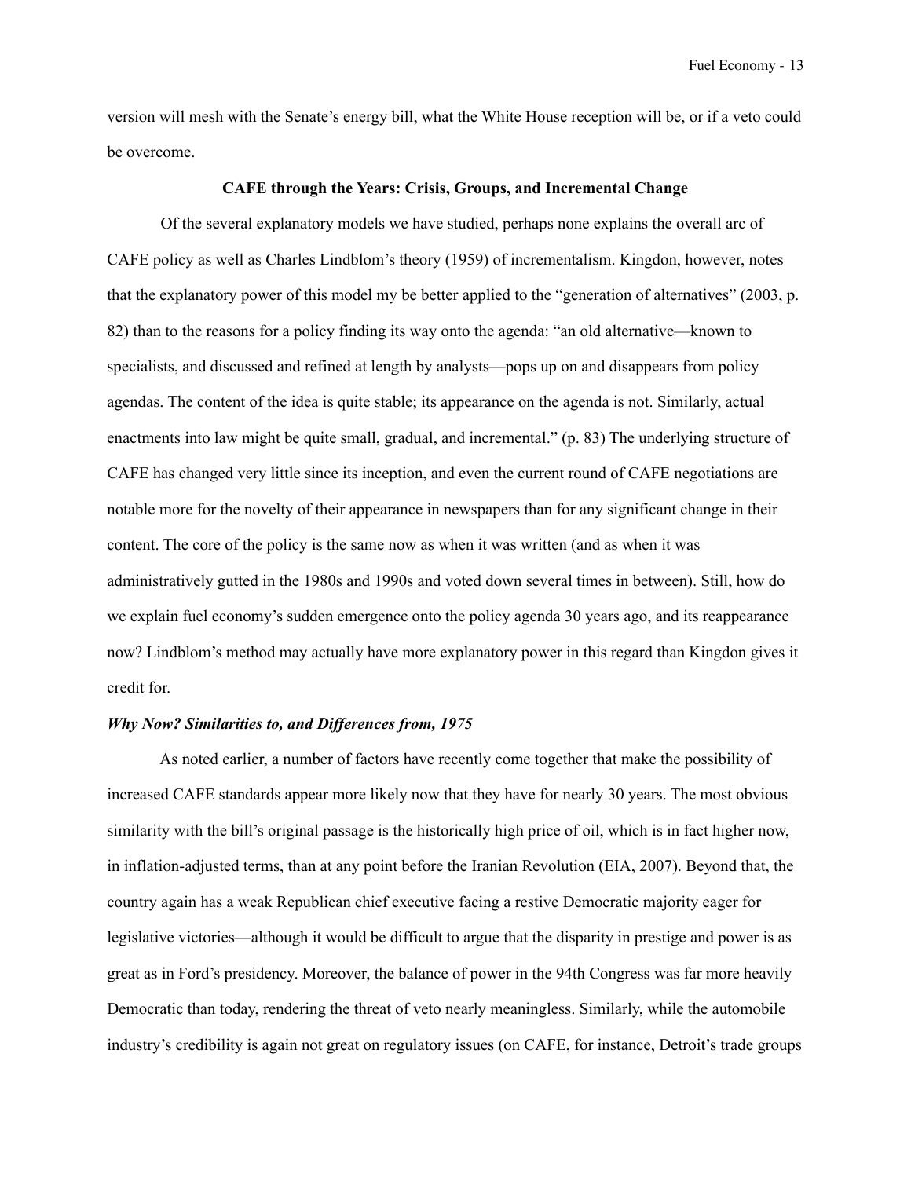version will mesh with the Senate's energy bill, what the White House reception will be, or if a veto could be overcome.

## CAFE through the Years: Crisis, Groups, and Incremental Change

Of the several explanatory models we have studied, perhaps none explains the overall arc of CAFE policy as well as Charles Lindblom's theory (1959) of incrementalism. Kingdon, however, notes that the explanatory power of this model my be better applied to the "generation of alternatives" (2003, p. 82) than to the reasons for a policy finding its way onto the agenda: "an old alternative—known to specialists, and discussed and refined at length by analysts—pops up on and disappears from policy agendas. The content of the idea is quite stable; its appearance on the agenda is not. Similarly, actual enactments into law might be quite small, gradual, and incremental." (p. 83) The underlying structure of CAFE has changed very little since its inception, and even the current round of CAFE negotiations are notable more for the novelty of their appearance in newspapers than for any significant change in their content. The core of the policy is the same now as when it was written (and as when it was administratively gutted in the 1980s and 1990s and voted down several times in between). Still, how do we explain fuel economy's sudden emergence onto the policy agenda 30 years ago, and its reappearance now? Lindblom's method may actually have more explanatory power in this regard than Kingdon gives it credit for.

### *Why Now? Similarities to, and Differences from, 1975*

As noted earlier, a number of factors have recently come together that make the possibility of increased CAFE standards appear more likely now that they have for nearly 30 years. The most obvious similarity with the bill's original passage is the historically high price of oil, which is in fact higher now, in inflation-adjusted terms, than at any point before the Iranian Revolution (EIA, 2007). Beyond that, the country again has a weak Republican chief executive facing a restive Democratic majority eager for legislative victories—although it would be difficult to argue that the disparity in prestige and power is as great as in Ford's presidency. Moreover, the balance of power in the 94th Congress was far more heavily Democratic than today, rendering the threat of veto nearly meaningless. Similarly, while the automobile industry's credibility is again not great on regulatory issues (on CAFE, for instance, Detroit's trade groups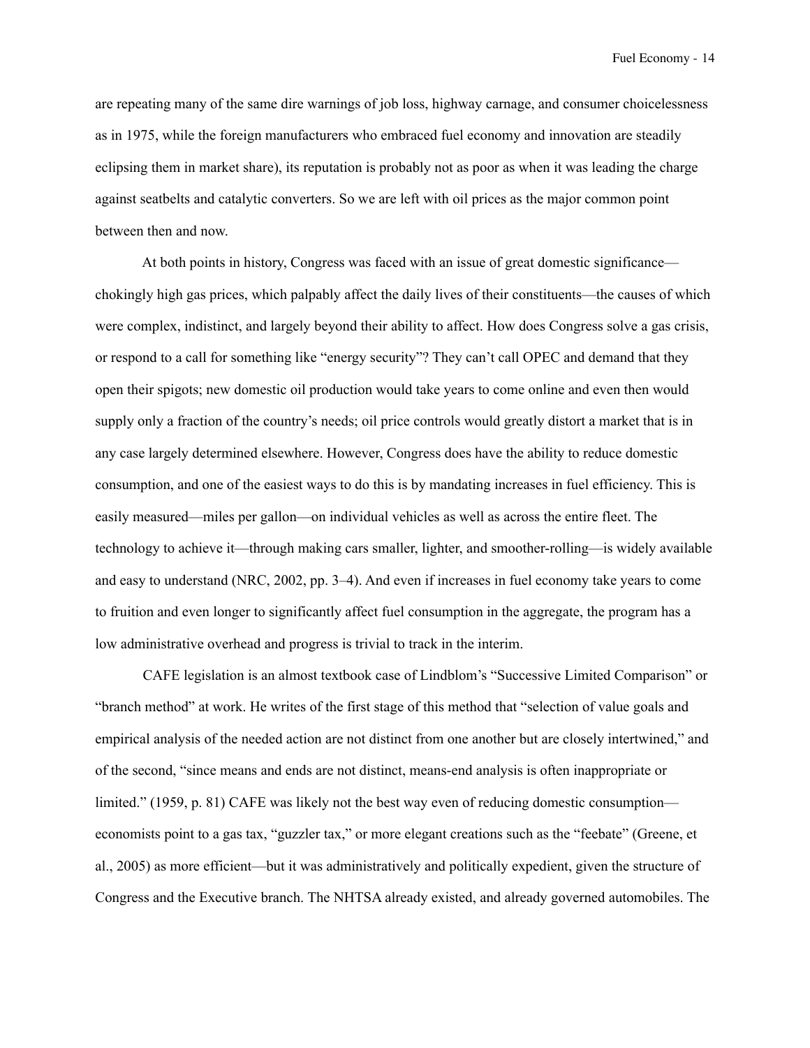are repeating many of the same dire warnings of job loss, highway carnage, and consumer choicelessness as in 1975, while the foreign manufacturers who embraced fuel economy and innovation are steadily eclipsing them in market share), its reputation is probably not as poor as when it was leading the charge against seatbelts and catalytic converters. So we are left with oil prices as the major common point between then and now.

At both points in history, Congress was faced with an issue of great domestic significance—chokingly high gas prices, which palpably affect the daily lives of their constituents—the causes of which were complex, indistinct, and largely beyond their ability to affect. How does Congress solve a gas crisis, or respond to a call for something like "energy security"? They can't call OPEC and demand that they open their spigots; new domestic oil production would take years to come online and even then would supply only a fraction of the country's needs; oil price controls would greatly distort a market that is in any case largely determined elsewhere. However, Congress does have the ability to reduce domestic consumption, and one of the easiest ways to do this is by mandating increases in fuel efficiency. This is easily measured—miles per gallon—on individual vehicles as well as across the entire fleet. The technology to achieve it—through making cars smaller, lighter, and smoother-rolling—is widely available and easy to understand (NRC, 2002, pp. 3–4). And even if increases in fuel economy take years to come to fruition and even longer to significantly affect fuel consumption in the aggregate, the program has a low administrative overhead and progress is trivial to track in the interim.

CAFE legislation is an almost textbook case of Lindblom's "Successive Limited Comparison" or "branch method" at work. He writes of the first stage of this method that "selection of value goals and empirical analysis of the needed action are not distinct from one another but are closely intertwined," and of the second, "since means and ends are not distinct, means-end analysis is often inappropriate or limited." (1959, p. 81) CAFE was likely not the best way even of reducing domestic consumption—economists point to a gas tax, "guzzler tax," or more elegant creations such as the "feebate" (Greene, et al., 2005) as more efficient—but it was administratively and politically expedient, given the structure of Congress and the Executive branch. The NHTSA already existed, and already governed automobiles. The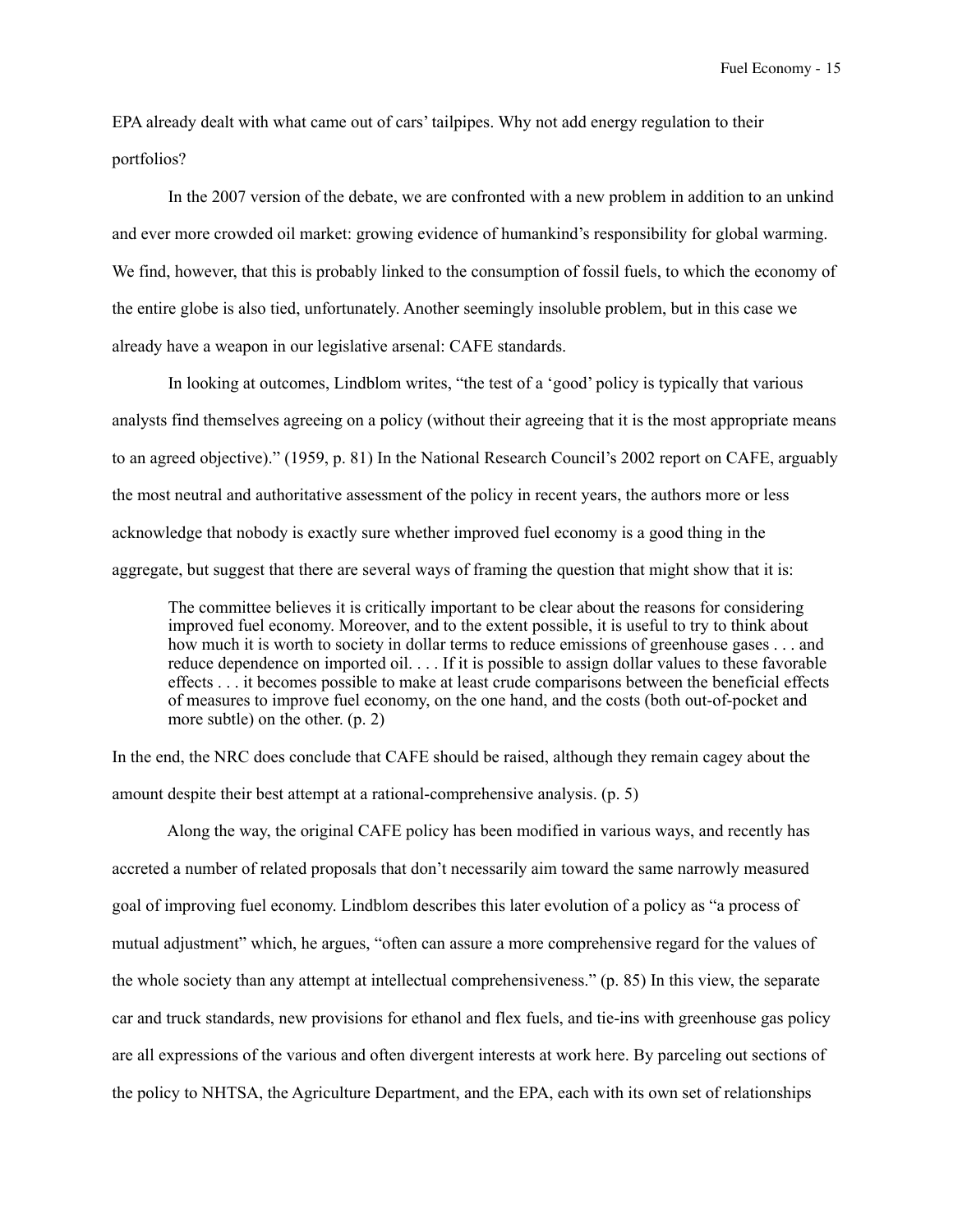EPA already dealt with what came out of cars' tailpipes. Why not add energy regulation to their portfolios?

In the 2007 version of the debate, we are confronted with a new problem in addition to an unkind and ever more crowded oil market: growing evidence of humankind's responsibility for global warming. We find, however, that this is probably linked to the consumption of fossil fuels, to which the economy of the entire globe is also tied, unfortunately. Another seemingly insoluble problem, but in this case we already have a weapon in our legislative arsenal: CAFE standards.

In looking at outcomes, Lindblom writes, "the test of a 'good' policy is typically that various analysts find themselves agreeing on a policy (without their agreeing that it is the most appropriate means to an agreed objective)." (1959, p. 81) In the National Research Council's 2002 report on CAFE, arguably the most neutral and authoritative assessment of the policy in recent years, the authors more or less acknowledge that nobody is exactly sure whether improved fuel economy is a good thing in the aggregate, but suggest that there are several ways of framing the question that might show that it is:

> The committee believes it is critically important to be clear about the reasons for considering improved fuel economy. Moreover, and to the extent possible, it is useful to try to think about how much it is worth to society in dollar terms to reduce emissions of greenhouse gases . . . and reduce dependence on imported oil. . . . If it is possible to assign dollar values to these favorable effects . . . it becomes possible to make at least crude comparisons between the beneficial effects of measures to improve fuel economy, on the one hand, and the costs (both out-of-pocket and more subtle) on the other. (p. 2)

In the end, the NRC does conclude that CAFE should be raised, although they remain cagey about the amount despite their best attempt at a rational-comprehensive analysis. (p. 5)

Along the way, the original CAFE policy has been modified in various ways, and recently has accreted a number of related proposals that don't necessarily aim toward the same narrowly measured goal of improving fuel economy. Lindblom describes this later evolution of a policy as "a process of mutual adjustment" which, he argues, "often can assure a more comprehensive regard for the values of the whole society than any attempt at intellectual comprehensiveness." (p. 85) In this view, the separate car and truck standards, new provisions for ethanol and flex fuels, and tie-ins with greenhouse gas policy are all expressions of the various and often divergent interests at work here. By parceling out sections of the policy to NHTSA, the Agriculture Department, and the EPA, each with its own set of relationships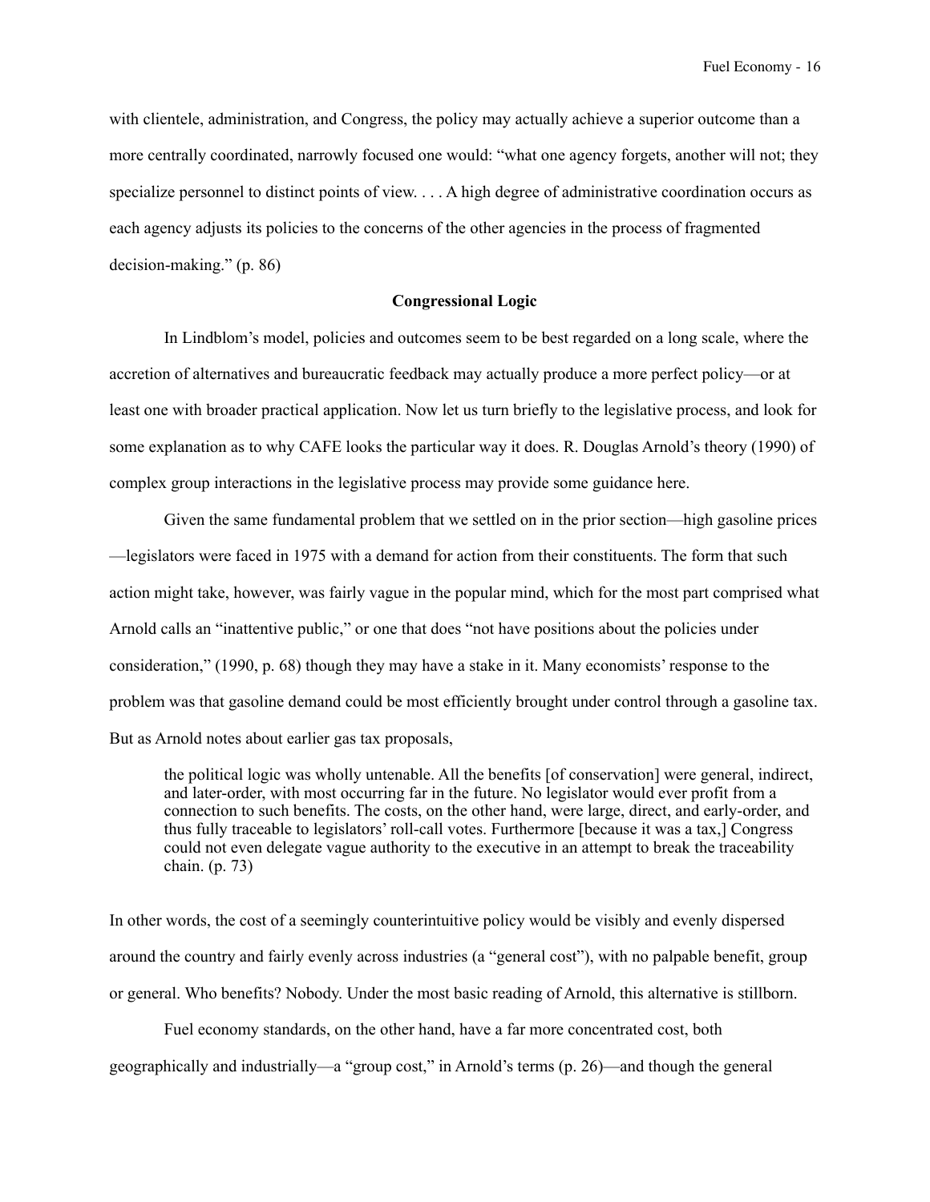with clientele, administration, and Congress, the policy may actually achieve a superior outcome than a more centrally coordinated, narrowly focused one would: "what one agency forgets, another will not; they specialize personnel to distinct points of view. . . . A high degree of administrative coordination occurs as each agency adjusts its policies to the concerns of the other agencies in the process of fragmented decision-making." (p. 86)

### Congressional Logic

In Lindblom's model, policies and outcomes seem to be best regarded on a long scale, where the accretion of alternatives and bureaucratic feedback may actually produce a more perfect policy—or at least one with broader practical application. Now let us turn briefly to the legislative process, and look for some explanation as to why CAFE looks the particular way it does. R. Douglas Arnold's theory (1990) of complex group interactions in the legislative process may provide some guidance here.

Given the same fundamental problem that we settled on in the prior section—high gasoline prices—legislators were faced in 1975 with a demand for action from their constituents. The form that such action might take, however, was fairly vague in the popular mind, which for the most part comprised what Arnold calls an "inattentive public," or one that does "not have positions about the policies under consideration," (1990, p. 68) though they may have a stake in it. Many economists' response to the problem was that gasoline demand could be most efficiently brought under control through a gasoline tax. But as Arnold notes about earlier gas tax proposals,

> the political logic was wholly untenable. All the benefits [of conservation] were general, indirect, and later-order, with most occurring far in the future. No legislator would ever profit from a connection to such benefits. The costs, on the other hand, were large, direct, and early-order, and thus fully traceable to legislators' roll-call votes. Furthermore [because it was a tax,] Congress could not even delegate vague authority to the executive in an attempt to break the traceability chain. (p. 73)

In other words, the cost of a seemingly counterintuitive policy would be visibly and evenly dispersed around the country and fairly evenly across industries (a "general cost"), with no palpable benefit, group or general. Who benefits? Nobody. Under the most basic reading of Arnold, this alternative is stillborn.

Fuel economy standards, on the other hand, have a far more concentrated cost, both geographically and industrially—a "group cost," in Arnold's terms (p. 26)—and though the general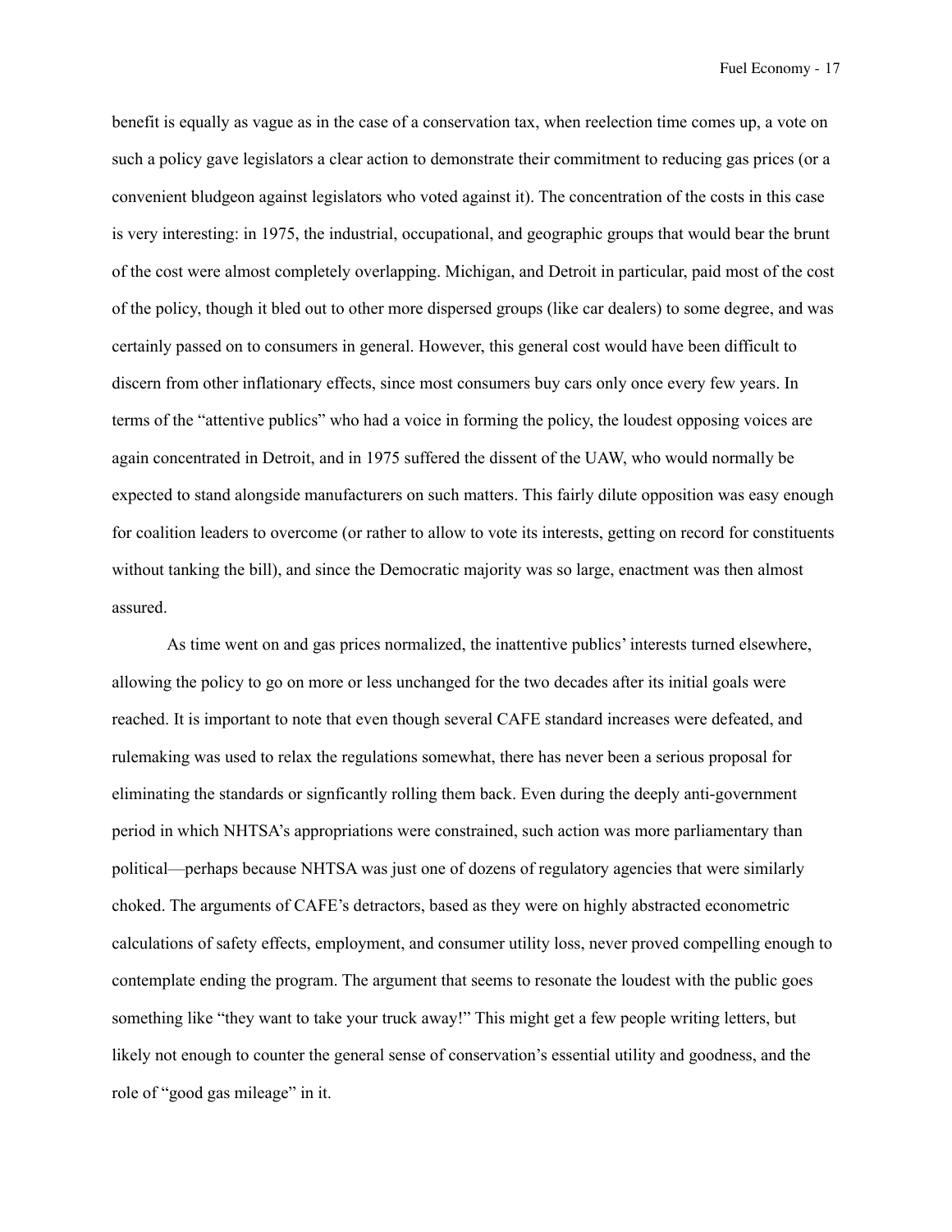benefit is equally as vague as in the case of a conservation tax, when reelection time comes up, a vote on such a policy gave legislators a clear action to demonstrate their commitment to reducing gas prices (or a convenient bludgeon against legislators who voted against it). The concentration of the costs in this case is very interesting: in 1975, the industrial, occupational, and geographic groups that would bear the brunt of the cost were almost completely overlapping. Michigan, and Detroit in particular, paid most of the cost of the policy, though it bled out to other more dispersed groups (like car dealers) to some degree, and was certainly passed on to consumers in general. However, this general cost would have been difficult to discern from other inflationary effects, since most consumers buy cars only once every few years. In terms of the "attentive publics" who had a voice in forming the policy, the loudest opposing voices are again concentrated in Detroit, and in 1975 suffered the dissent of the UAW, who would normally be expected to stand alongside manufacturers on such matters. This fairly dilute opposition was easy enough for coalition leaders to overcome (or rather to allow to vote its interests, getting on record for constituents without tanking the bill), and since the Democratic majority was so large, enactment was then almost assured.

As time went on and gas prices normalized, the inattentive publics' interests turned elsewhere, allowing the policy to go on more or less unchanged for the two decades after its initial goals were reached. It is important to note that even though several CAFE standard increases were defeated, and rulemaking was used to relax the regulations somewhat, there has never been a serious proposal for eliminating the standards or signficantly rolling them back. Even during the deeply anti-government period in which NHTSA's appropriations were constrained, such action was more parliamentary than political—perhaps because NHTSA was just one of dozens of regulatory agencies that were similarly choked. The arguments of CAFE's detractors, based as they were on highly abstracted econometric calculations of safety effects, employment, and consumer utility loss, never proved compelling enough to contemplate ending the program. The argument that seems to resonate the loudest with the public goes something like "they want to take your truck away!" This might get a few people writing letters, but likely not enough to counter the general sense of conservation's essential utility and goodness, and the role of "good gas mileage" in it.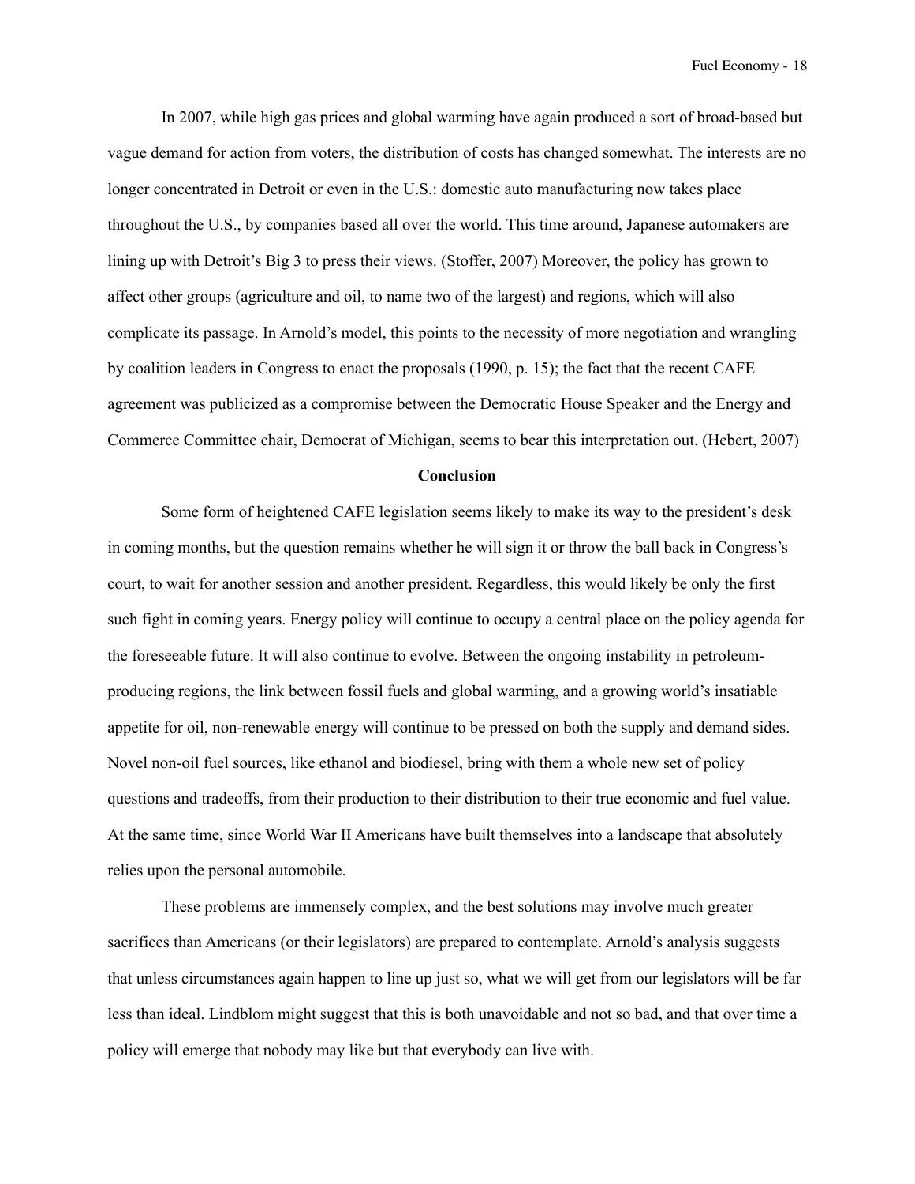In 2007, while high gas prices and global warming have again produced a sort of broad-based but vague demand for action from voters, the distribution of costs has changed somewhat. The interests are no longer concentrated in Detroit or even in the U.S.: domestic auto manufacturing now takes place throughout the U.S., by companies based all over the world. This time around, Japanese automakers are lining up with Detroit's Big 3 to press their views. (Stoffer, 2007) Moreover, the policy has grown to affect other groups (agriculture and oil, to name two of the largest) and regions, which will also complicate its passage. In Arnold's model, this points to the necessity of more negotiation and wrangling by coalition leaders in Congress to enact the proposals (1990, p. 15); the fact that the recent CAFE agreement was publicized as a compromise between the Democratic House Speaker and the Energy and Commerce Committee chair, Democrat of Michigan, seems to bear this interpretation out. (Hebert, 2007)

## Conclusion

Some form of heightened CAFE legislation seems likely to make its way to the president's desk in coming months, but the question remains whether he will sign it or throw the ball back in Congress's court, to wait for another session and another president. Regardless, this would likely be only the first such fight in coming years. Energy policy will continue to occupy a central place on the policy agenda for the foreseeable future. It will also continue to evolve. Between the ongoing instability in petroleum-producing regions, the link between fossil fuels and global warming, and a growing world's insatiable appetite for oil, non-renewable energy will continue to be pressed on both the supply and demand sides. Novel non-oil fuel sources, like ethanol and biodiesel, bring with them a whole new set of policy questions and tradeoffs, from their production to their distribution to their true economic and fuel value. At the same time, since World War II Americans have built themselves into a landscape that absolutely relies upon the personal automobile.

These problems are immensely complex, and the best solutions may involve much greater sacrifices than Americans (or their legislators) are prepared to contemplate. Arnold's analysis suggests that unless circumstances again happen to line up just so, what we will get from our legislators will be far less than ideal. Lindblom might suggest that this is both unavoidable and not so bad, and that over time a policy will emerge that nobody may like but that everybody can live with.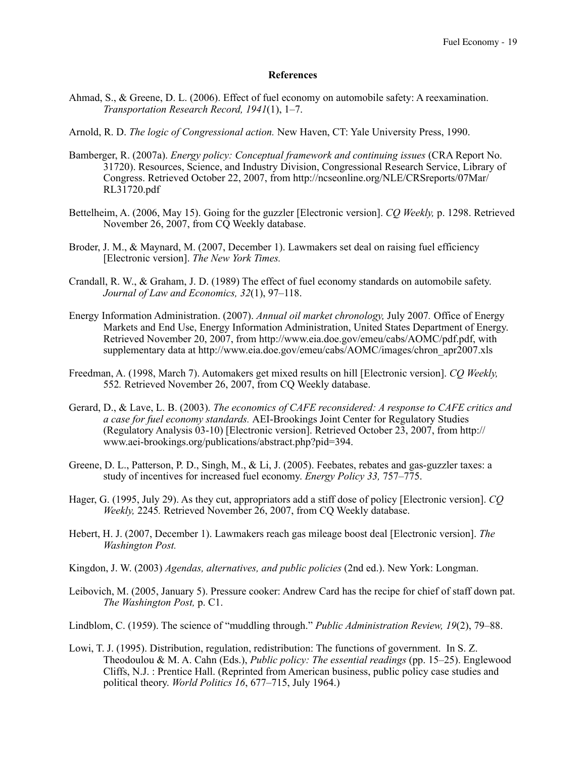**References**

Ahmad, S., & Greene, D. L. (2006). Effect of fuel economy on automobile safety: A reexamination. *Transportation Research Record, 1941*(1), 1–7.

Arnold, R. D. *The logic of Congressional action.* New Haven, CT: Yale University Press, 1990.

Bamberger, R. (2007a). *Energy policy: Conceptual framework and continuing issues* (CRA Report No. 31720). Resources, Science, and Industry Division, Congressional Research Service, Library of Congress. Retrieved October 22, 2007, from http://ncseonline.org/NLE/CRSreports/07Mar/RL31720.pdf

Bettelheim, A. (2006, May 15). Going for the guzzler [Electronic version]. *CQ Weekly,* p. 1298. Retrieved November 26, 2007, from CQ Weekly database.

Broder, J. M., & Maynard, M. (2007, December 1). Lawmakers set deal on raising fuel efficiency [Electronic version]. *The New York Times.*

Crandall, R. W., & Graham, J. D. (1989) The effect of fuel economy standards on automobile safety. *Journal of Law and Economics, 32*(1), 97–118.

Energy Information Administration. (2007). *Annual oil market chronology,* July 2007*.* Office of Energy Markets and End Use, Energy Information Administration, United States Department of Energy. Retrieved November 20, 2007, from http://www.eia.doe.gov/emeu/cabs/AOMC/pdf.pdf, with supplementary data at http://www.eia.doe.gov/emeu/cabs/AOMC/images/chron_apr2007.xls

Freedman, A. (1998, March 7). Automakers get mixed results on hill [Electronic version]. *CQ Weekly,* 552*.* Retrieved November 26, 2007, from CQ Weekly database.

Gerard, D., & Lave, L. B. (2003). *The economics of CAFE reconsidered: A response to CAFE critics and a case for fuel economy standards.* AEI-Brookings Joint Center for Regulatory Studies (Regulatory Analysis 03-10) [Electronic version]. Retrieved October 23, 2007, from http://www.aei-brookings.org/publications/abstract.php?pid=394.

Greene, D. L., Patterson, P. D., Singh, M., & Li, J. (2005). Feebates, rebates and gas-guzzler taxes: a study of incentives for increased fuel economy. *Energy Policy 33,* 757–775.

Hager, G. (1995, July 29). As they cut, appropriators add a stiff dose of policy [Electronic version]. *CQ Weekly,* 2245*.* Retrieved November 26, 2007, from CQ Weekly database.

Hebert, H. J. (2007, December 1). Lawmakers reach gas mileage boost deal [Electronic version]. *The Washington Post.*

Kingdon, J. W. (2003) *Agendas, alternatives, and public policies* (2nd ed.). New York: Longman.

Leibovich, M. (2005, January 5). Pressure cooker: Andrew Card has the recipe for chief of staff down pat. *The Washington Post,* p. C1.

Lindblom, C. (1959). The science of "muddling through." *Public Administration Review, 19*(2), 79–88.

Lowi, T. J. (1995). Distribution, regulation, redistribution: The functions of government. In S. Z. Theodoulou & M. A. Cahn (Eds.), *Public policy: The essential readings* (pp. 15–25). Englewood Cliffs, N.J. : Prentice Hall. (Reprinted from American business, public policy case studies and political theory. *World Politics 16*, 677–715, July 1964.)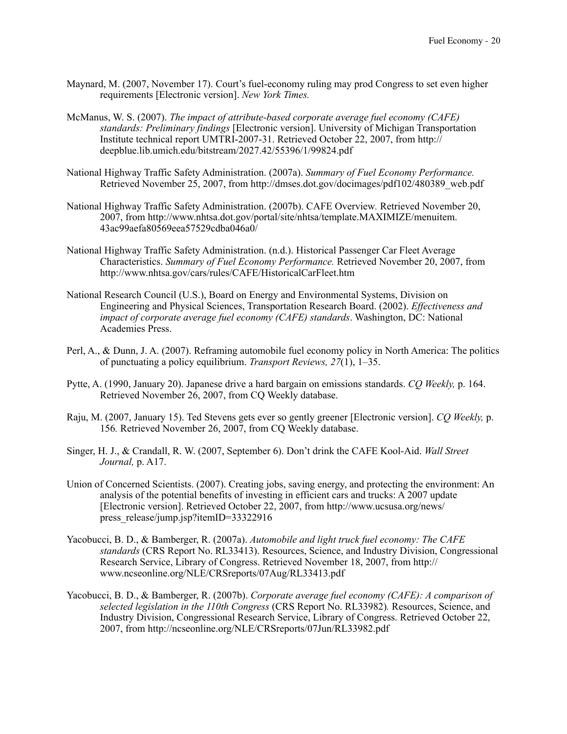Maynard, M. (2007, November 17). Court's fuel-economy ruling may prod Congress to set even higher requirements [Electronic version]. *New York Times.*

McManus, W. S. (2007). *The impact of attribute-based corporate average fuel economy (CAFE) standards: Preliminary findings* [Electronic version]. University of Michigan Transportation Institute technical report UMTRI-2007-31. Retrieved October 22, 2007, from http://deepblue.lib.umich.edu/bitstream/2027.42/55396/1/99824.pdf

National Highway Traffic Safety Administration. (2007a). *Summary of Fuel Economy Performance.* Retrieved November 25, 2007, from http://dmses.dot.gov/docimages/pdf102/480389_web.pdf

National Highway Traffic Safety Administration. (2007b). CAFE Overview. Retrieved November 20, 2007, from http://www.nhtsa.dot.gov/portal/site/nhtsa/template.MAXIMIZE/menuitem.43ac99aefa80569eea57529cdba046a0/

National Highway Traffic Safety Administration. (n.d.). Historical Passenger Car Fleet Average Characteristics. *Summary of Fuel Economy Performance.* Retrieved November 20, 2007, from http://www.nhtsa.gov/cars/rules/CAFE/HistoricalCarFleet.htm

National Research Council (U.S.), Board on Energy and Environmental Systems, Division on Engineering and Physical Sciences, Transportation Research Board. (2002). *Effectiveness and impact of corporate average fuel economy (CAFE) standards*. Washington, DC: National Academies Press.

Perl, A., & Dunn, J. A. (2007). Reframing automobile fuel economy policy in North America: The politics of punctuating a policy equilibrium. *Transport Reviews, 27*(1), 1–35.

Pytte, A. (1990, January 20). Japanese drive a hard bargain on emissions standards. *CQ Weekly,* p. 164. Retrieved November 26, 2007, from CQ Weekly database.

Raju, M. (2007, January 15). Ted Stevens gets ever so gently greener [Electronic version]. *CQ Weekly,* p. 156*.* Retrieved November 26, 2007, from CQ Weekly database.

Singer, H. J., & Crandall, R. W. (2007, September 6). Don't drink the CAFE Kool-Aid. *Wall Street Journal,* p. A17.

Union of Concerned Scientists. (2007). Creating jobs, saving energy, and protecting the environment: An analysis of the potential benefits of investing in efficient cars and trucks: A 2007 update [Electronic version]. Retrieved October 22, 2007, from http://www.ucsusa.org/news/press_release/jump.jsp?itemID=33322916

Yacobucci, B. D., & Bamberger, R. (2007a). *Automobile and light truck fuel economy: The CAFE standards* (CRS Report No. RL33413). Resources, Science, and Industry Division, Congressional Research Service, Library of Congress. Retrieved November 18, 2007, from http://www.ncseonline.org/NLE/CRSreports/07Aug/RL33413.pdf

Yacobucci, B. D., & Bamberger, R. (2007b). *Corporate average fuel economy (CAFE): A comparison of selected legislation in the 110th Congress* (CRS Report No. RL33982)*.* Resources, Science, and Industry Division, Congressional Research Service, Library of Congress. Retrieved October 22, 2007, from http://ncseonline.org/NLE/CRSreports/07Jun/RL33982.pdf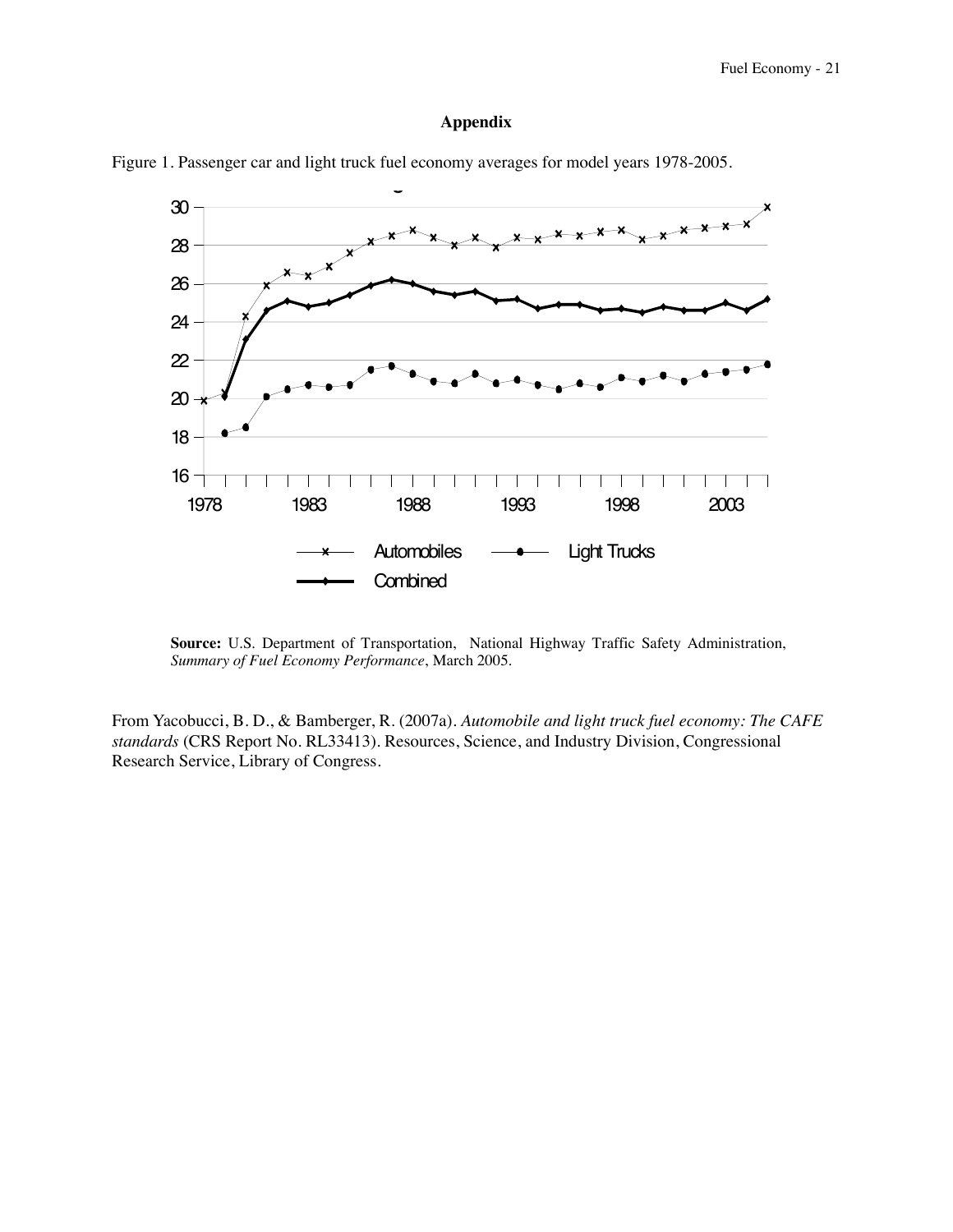# Appendix

Figure 1. Passenger car and light truck fuel economy averages for model years 1978-2005.

**Source:** U.S. Department of Transportation, National Highway Traffic Safety Administration, *Summary of Fuel Economy Performance*, March 2005.

From Yacobucci, B. D., & Bamberger, R. (2007a). *Automobile and light truck fuel economy: The CAFE standards* (CRS Report No. RL33413). Resources, Science, and Industry Division, Congressional Research Service, Library of Congress.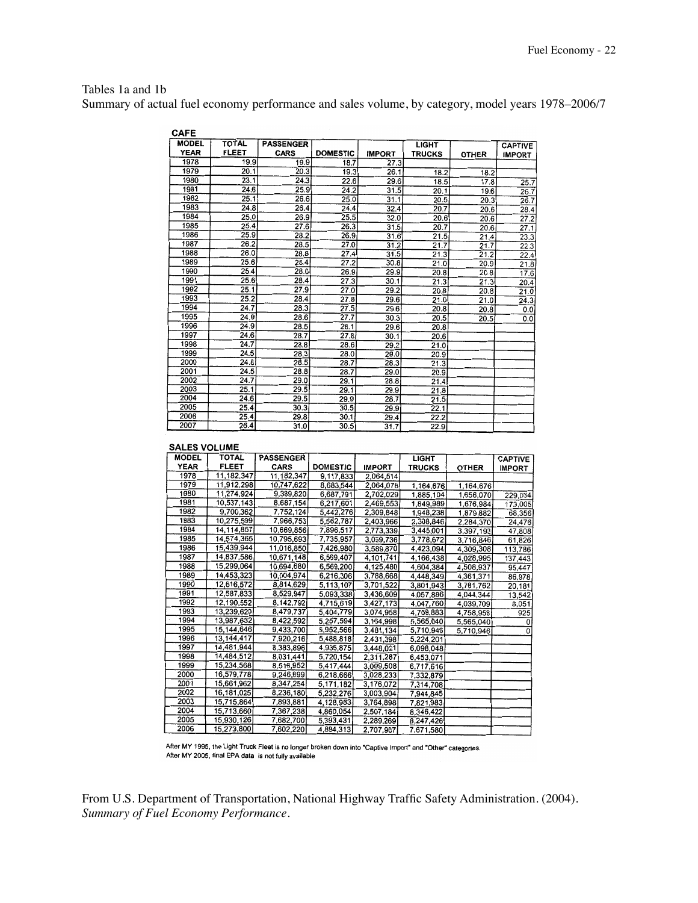Tables 1a and 1b
Summary of actual fuel economy performance and sales volume, by category, model years 1978–2006/7

**CAFE**

| MODEL YEAR | TOTAL FLEET | PASSENGER CARS | DOMESTIC | IMPORT | LIGHT TRUCKS | OTHER | CAPTIVE IMPORT |
|---|---|---|---|---|---|---|---|
| 1978 | 19.9 | 19.9 | 18.7 | 27.3 | | | |
| 1979 | 20.1 | 20.3 | 19.3 | 26.1 | 18.2 | 18.2 | |
| 1980 | 23.1 | 24.3 | 22.6 | 29.6 | 18.5 | 17.8 | 25.7 |
| 1981 | 24.6 | 25.9 | 24.2 | 31.5 | 20.1 | 19.6 | 26.7 |
| 1982 | 25.1 | 26.6 | 25.0 | 31.1 | 20.5 | 20.3 | 26.7 |
| 1983 | 24.8 | 26.4 | 24.4 | 32.4 | 20.7 | 20.6 | 28.4 |
| 1984 | 25.0 | 26.9 | 25.5 | 32.0 | 20.6 | 20.6 | 27.2 |
| 1985 | 25.4 | 27.6 | 26.3 | 31.5 | 20.7 | 20.6 | 27.1 |
| 1986 | 25.9 | 28.2 | 26.9 | 31.6 | 21.5 | 21.4 | 23.3 |
| 1987 | 26.2 | 28.5 | 27.0 | 31.2 | 21.7 | 21.7 | 22.3 |
| 1988 | 26.0 | 28.8 | 27.4 | 31.5 | 21.3 | 21.2 | 22.4 |
| 1989 | 25.6 | 28.4 | 27.2 | 30.8 | 21.0 | 20.9 | 21.8 |
| 1990 | 25.4 | 28.0 | 26.9 | 29.9 | 20.8 | 20.8 | 17.6 |
| 1991 | 25.6 | 28.4 | 27.3 | 30.1 | 21.3 | 21.3 | 20.4 |
| 1992 | 25.1 | 27.9 | 27.0 | 29.2 | 20.8 | 20.8 | 21.0 |
| 1993 | 25.2 | 28.4 | 27.8 | 29.6 | 21.0 | 21.0 | 24.3 |
| 1994 | 24.7 | 28.3 | 27.5 | 29.6 | 20.8 | 20.8 | 0.0 |
| 1995 | 24.9 | 28.6 | 27.7 | 30.3 | 20.5 | 20.5 | 0.0 |
| 1996 | 24.9 | 28.5 | 28.1 | 29.6 | 20.8 | | |
| 1997 | 24.6 | 28.7 | 27.8 | 30.1 | 20.6 | | |
| 1998 | 24.7 | 28.8 | 28.6 | 29.2 | 21.0 | | |
| 1999 | 24.5 | 28.3 | 28.0 | 29.0 | 20.9 | | |
| 2000 | 24.8 | 28.5 | 28.7 | 28.3 | 21.3 | | |
| 2001 | 24.5 | 28.8 | 28.7 | 29.0 | 20.9 | | |
| 2002 | 24.7 | 29.0 | 29.1 | 28.8 | 21.4 | | |
| 2003 | 25.1 | 29.5 | 29.1 | 29.9 | 21.8 | | |
| 2004 | 24.6 | 29.5 | 29.9 | 28.7 | 21.5 | | |
| 2005 | 25.4 | 30.3 | 30.5 | 29.9 | 22.1 | | |
| 2006 | 25.4 | 29.8 | 30.1 | 29.4 | 22.2 | | |
| 2007 | 26.4 | 31.0 | 30.5 | 31.7 | 22.9 | | |

**SALES VOLUME**

| MODEL YEAR | TOTAL FLEET | PASSENGER CARS | DOMESTIC | IMPORT | LIGHT TRUCKS | OTHER | CAPTIVE IMPORT |
|---|---|---|---|---|---|---|---|
| 1978 | 11,182,347 | 11,182,347 | 9,117,833 | 2,064,514 | | | |
| 1979 | 11,912,298 | 10,747,622 | 8,683,544 | 2,064,078 | 1,164,676 | 1,164,676 | |
| 1980 | 11,274,924 | 9,389,820 | 6,687,791 | 2,702,029 | 1,885,104 | 1,656,070 | 229,034 |
| 1981 | 10,537,143 | 8,687,154 | 6,217,601 | 2,469,553 | 1,849,989 | 1,676,984 | 173,005 |
| 1982 | 9,700,362 | 7,752,124 | 5,442,276 | 2,309,848 | 1,948,238 | 1,879,882 | 68,356 |
| 1983 | 10,275,599 | 7,966,753 | 5,562,787 | 2,403,966 | 2,308,846 | 2,284,370 | 24,476 |
| 1984 | 14,114,857 | 10,669,856 | 7,896,517 | 2,773,339 | 3,445,001 | 3,397,193 | 47,808 |
| 1985 | 14,574,365 | 10,795,693 | 7,735,957 | 3,059,736 | 3,778,672 | 3,716,846 | 61,826 |
| 1986 | 15,439,944 | 11,016,850 | 7,426,980 | 3,589,870 | 4,423,094 | 4,309,308 | 113,786 |
| 1987 | 14,837,586 | 10,671,148 | 6,569,407 | 4,101,741 | 4,166,438 | 4,028,995 | 137,443 |
| 1988 | 15,299,064 | 10,694,680 | 6,569,200 | 4,125,480 | 4,604,384 | 4,508,937 | 95,447 |
| 1989 | 14,453,323 | 10,004,974 | 6,216,306 | 3,788,668 | 4,448,349 | 4,361,371 | 86,978 |
| 1990 | 12,616,572 | 8,814,629 | 5,113,107 | 3,701,522 | 3,801,943 | 3,781,762 | 20,181 |
| 1991 | 12,587,833 | 8,529,947 | 5,093,338 | 3,436,609 | 4,057,886 | 4,044,344 | 13,542 |
| 1992 | 12,190,552 | 8,142,792 | 4,715,619 | 3,427,173 | 4,047,760 | 4,039,709 | 8,051 |
| 1993 | 13,239,620 | 8,479,737 | 5,404,779 | 3,074,958 | 4,759,883 | 4,758,958 | 925 |
| 1994 | 13,987,632 | 8,422,592 | 5,257,594 | 3,164,998 | 5,565,040 | 5,565,040 | 0 |
| 1995 | 15,144,646 | 9,433,700 | 5,952,566 | 3,481,134 | 5,710,946 | 5,710,946 | 0 |
| 1996 | 13,144,417 | 7,920,216 | 5,488,818 | 2,431,398 | 5,224,201 | | |
| 1997 | 14,481,944 | 8,383,896 | 4,935,875 | 3,448,021 | 6,098,048 | | |
| 1998 | 14,484,512 | 8,031,441 | 5,720,154 | 2,311,287 | 6,453,071 | | |
| 1999 | 15,234,568 | 8,516,952 | 5,417,444 | 3,099,508 | 6,717,616 | | |
| 2000 | 16,579,778 | 9,246,899 | 6,218,666 | 3,028,233 | 7,332,879 | | |
| 2001 | 15,661,962 | 8,347,254 | 5,171,182 | 3,176,072 | 7,314,708 | | |
| 2002 | 16,181,025 | 8,236,180 | 5,232,276 | 3,003,904 | 7,944,845 | | |
| 2003 | 15,715,864 | 7,893,881 | 4,128,983 | 3,764,898 | 7,821,983 | | |
| 2004 | 15,713,660 | 7,367,238 | 4,860,054 | 2,507,184 | 8,346,422 | | |
| 2005 | 15,930,126 | 7,682,700 | 5,393,431 | 2,289,269 | 8,247,426 | | |
| 2006 | 15,273,800 | 7,602,220 | 4,894,313 | 2,707,907 | 7,671,580 | | |

After MY 1995, the Light Truck Fleet is no longer broken down into "Captive Import" and "Other" categories.
After MY 2005, final EPA data is not fully available

From U.S. Department of Transportation, National Highway Traffic Safety Administration. (2004). *Summary of Fuel Economy Performance*.